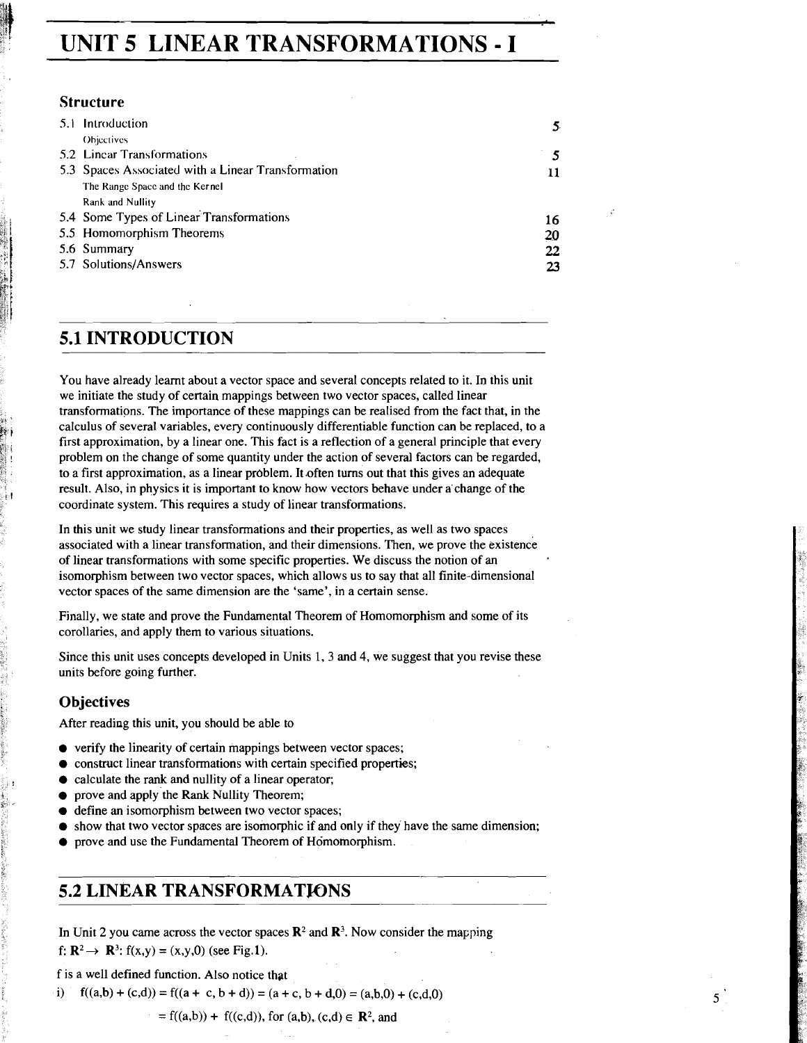# UNIT 5 LINEAR TRANSFORMATIONS - I

### Structure

| | |
|---|---|
| 5.1 Introduction | 5 |
| Objectives | |
| 5.2 Linear Transformations | 5 |
| 5.3 Spaces Associated with a Linear Transformation | 11 |
| The Range Space and the Kernel | |
| Rank and Nullity | |
| 5.4 Some Types of Linear Transformations | 16 |
| 5.5 Homomorphism Theorems | 20 |
| 5.6 Summary | 22 |
| 5.7 Solutions/Answers | 23 |

## 5.1 INTRODUCTION

You have already learnt about a vector space and several concepts related to it. In this unit we initiate the study of certain mappings between two vector spaces, called linear transformations. The importance of these mappings can be realised from the fact that, in the calculus of several variables, every continuously differentiable function can be replaced, to a first approximation, by a linear one. This fact is a reflection of a general principle that every problem on the change of some quantity under the action of several factors can be regarded, to a first approximation, as a linear problem. It often turns out that this gives an adequate result. Also, in physics it is important to know how vectors behave under a change of the coordinate system. This requires a study of linear transformations.

In this unit we study linear transformations and their properties, as well as two spaces associated with a linear transformation, and their dimensions. Then, we prove the existence of linear transformations with some specific properties. We discuss the notion of an isomorphism between two vector spaces, which allows us to say that all finite-dimensional vector spaces of the same dimension are the 'same', in a certain sense.

Finally, we state and prove the Fundamental Theorem of Homomorphism and some of its corollaries, and apply them to various situations.

Since this unit uses concepts developed in Units 1, 3 and 4, we suggest that you revise these units before going further.

### Objectives

After reading this unit, you should be able to

- verify the linearity of certain mappings between vector spaces;
- construct linear transformations with certain specified properties;
- calculate the rank and nullity of a linear operator;
- prove and apply the Rank Nullity Theorem;
- define an isomorphism between two vector spaces;
- show that two vector spaces are isomorphic if and only if they have the same dimension;
- prove and use the Fundamental Theorem of Homomorphism.

## 5.2 LINEAR TRANSFORMATIONS

In Unit 2 you came across the vector spaces $\mathbf{R}^2$ and $\mathbf{R}^3$. Now consider the mapping $f: \mathbf{R}^2 \rightarrow \mathbf{R}^3$: $f(x,y) = (x,y,0)$ (see Fig.1).

f is a well defined function. Also notice that

i) $f((a,b) + (c,d)) = f((a + c, b + d)) = (a + c, b + d, 0) = (a,b,0) + (c,d,0)$

$= f((a,b)) + f((c,d))$, for $(a,b), (c,d) \in \mathbf{R}^2$, and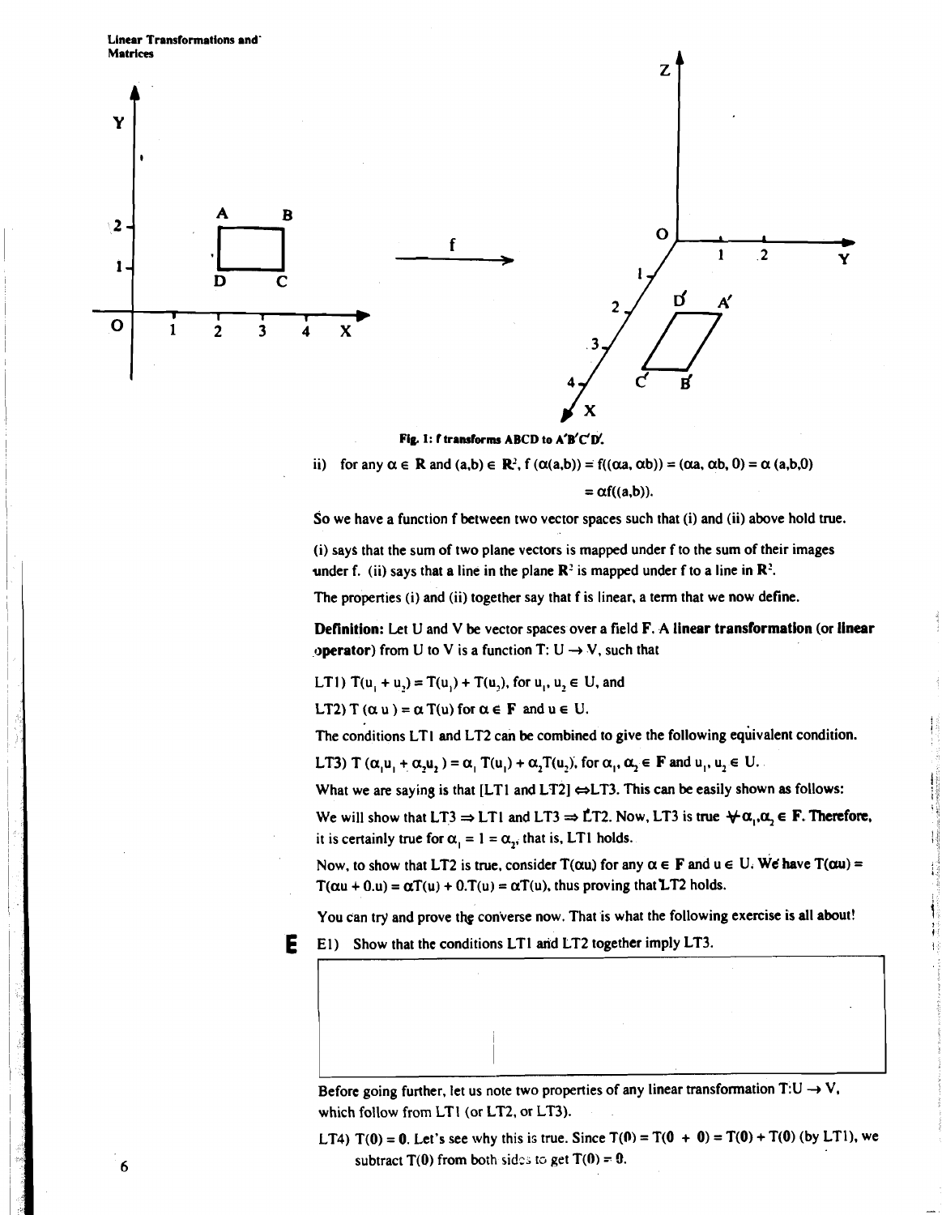Fig. 1: f transforms ABCD to A′B′C′D′.

ii) for any $\alpha \in \mathbf{R}$ and $(a,b) \in \mathbf{R}^2$, $f(\alpha(a,b)) = f((\alpha a, \alpha b)) = (\alpha a, \alpha b, 0) = \alpha(a,b,0)$

$$= \alpha f((a,b)).$$

So we have a function f between two vector spaces such that (i) and (ii) above hold true.

(i) says that the sum of two plane vectors is mapped under f to the sum of their images under f. (ii) says that a line in the plane $\mathbf{R}^2$ is mapped under f to a line in $\mathbf{R}^2$.

The properties (i) and (ii) together say that f is linear, a term that we now define.

**Definition:** Let U and V be vector spaces over a field **F**. A **linear transformation (or linear operator)** from U to V is a function $T: U \to V$, such that

LT1) $T(u_1 + u_2) = T(u_1) + T(u_2)$, for $u_1, u_2 \in U$, and

LT2) $T(\alpha u) = \alpha T(u)$ for $\alpha \in \mathbf{F}$ and $u \in U$.

The conditions LT1 and LT2 can be combined to give the following equivalent condition.

LT3) $T(\alpha_1 u_1 + \alpha_2 u_2) = \alpha_1 T(u_1) + \alpha_2 T(u_2)$, for $\alpha_1, \alpha_2 \in \mathbf{F}$ and $u_1, u_2 \in U$.

What we are saying is that [LT1 and LT2] $\Leftrightarrow$LT3. This can be easily shown as follows:

We will show that LT3 $\Rightarrow$ LT1 and LT3 $\Rightarrow$ LT2. Now, LT3 is true $\forall \alpha_1, \alpha_2 \in \mathbf{F}$. Therefore, it is certainly true for $\alpha_1 = 1 = \alpha_2$, that is, LT1 holds.

Now, to show that LT2 is true, consider $T(\alpha u)$ for any $\alpha \in \mathbf{F}$ and $u \in U$. We have $T(\alpha u) = T(\alpha u + 0.u) = \alpha T(u) + 0.T(u) = \alpha T(u)$, thus proving that LT2 holds.

You can try and prove the converse now. That is what the following exercise is all about!

**E** E1) Show that the conditions LT1 and LT2 together imply LT3.

Before going further, let us note two properties of any linear transformation $T: U \to V$, which follow from LT1 (or LT2, or LT3).

LT4) $T(0) = 0$. Let's see why this is true. Since $T(0) = T(0 + 0) = T(0) + T(0)$ (by LT1), we subtract $T(0)$ from both sides to get $T(0) = 0$.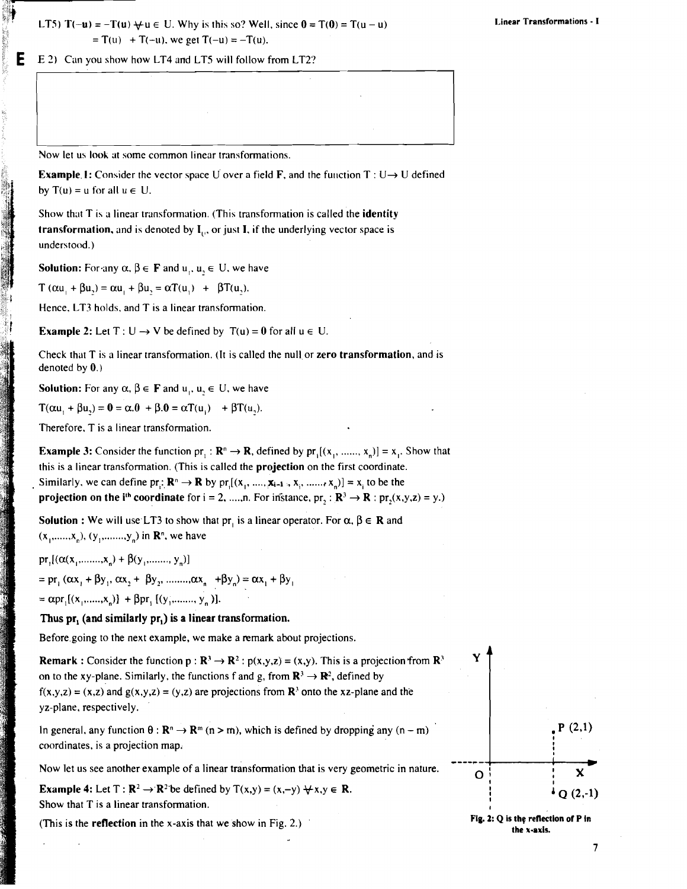LT5) $T(-u) = -T(u) \forall u \in U$. Why is this so? Well, since $0 = T(0) = T(u - u) = T(u) + T(-u)$, we get $T(-u) = -T(u)$.

**E** E 2) Can you show how LT4 and LT5 will follow from LT2?

Now let us look at some common linear transformations.

**Example 1:** Consider the vector space U over a field **F**, and the function $T : U \to U$ defined by $T(u) = u$ for all $u \in U$.

Show that T is a linear transformation. (This transformation is called the **identity transformation**, and is denoted by $I_U$, or just **I**, if the underlying vector space is understood.)

**Solution:** For any $\alpha, \beta \in$ **F** and $u_1, u_2 \in U$, we have

$T(\alpha u_1 + \beta u_2) = \alpha u_1 + \beta u_2 = \alpha T(u_1) + \beta T(u_2)$.

Hence, LT3 holds, and T is a linear transformation.

**Example 2:** Let $T : U \to V$ be defined by $T(u) = \mathbf{0}$ for all $u \in U$.

Check that T is a linear transformation. (It is called the null or **zero transformation**, and is denoted by **0**.)

**Solution:** For any $\alpha, \beta \in$ **F** and $u_1, u_2 \in U$, we have

$T(\alpha u_1 + \beta u_2) = \mathbf{0} = \alpha.\mathbf{0} + \beta.\mathbf{0} = \alpha T(u_1) + \beta T(u_2)$.

Therefore, T is a linear transformation.

**Example 3:** Consider the function $pr_1 : \mathbf{R}^n \to \mathbf{R}$, defined by $pr_1[(x_1, \ldots, x_n)] = x_1$. Show that this is a linear transformation. (This is called the **projection** on the first coordinate. Similarly, we can define $pr_i : \mathbf{R}^n \to \mathbf{R}$ by $pr_i[(x_1, \ldots, x_{i-1}, x_i, \ldots, x_n)] = x_i$ to be the **projection on the i$^{th}$ coordinate** for $i = 2, \ldots, n$. For instance, $pr_2 : \mathbf{R}^3 \to \mathbf{R} : pr_2(x,y,z) = y$.)

**Solution :** We will use LT3 to show that $pr_1$ is a linear operator. For $\alpha, \beta \in \mathbf{R}$ and $(x_1, \ldots, x_n), (y_1, \ldots, y_n)$ in $\mathbf{R}^n$, we have

$pr_1[(\alpha(x_1, \ldots, x_n) + \beta(y_1, \ldots, y_n)]$

$= pr_1(\alpha x_1 + \beta y_1, \alpha x_2 + \beta y_2, \ldots, \alpha x_n + \beta y_n) = \alpha x_1 + \beta y_1$

$= \alpha pr_1[(x_1, \ldots, x_n)] + \beta pr_1[(y_1, \ldots, y_n)]$.

**Thus $pr_1$ (and similarly $pr_i$) is a linear transformation.**

Before going to the next example, we make a remark about projections.

**Remark :** Consider the function $p : \mathbf{R}^3 \to \mathbf{R}^2 : p(x,y,z) = (x,y)$. This is a projection from $\mathbf{R}^3$ on to the xy-plane. Similarly, the functions f and g, from $\mathbf{R}^3 \to \mathbf{R}^2$, defined by $f(x,y,z) = (x,z)$ and $g(x,y,z) = (y,z)$ are projections from $\mathbf{R}^3$ onto the xz-plane and the yz-plane, respectively.

In general, any function $\theta : \mathbf{R}^n \to \mathbf{R}^m$ $(n > m)$, which is defined by dropping any $(n - m)$ coordinates, is a projection map.

Now let us see another example of a linear transformation that is very geometric in nature.

**Example 4:** Let $T : \mathbf{R}^2 \to \mathbf{R}^2$ be defined by $T(x,y) = (x,-y) \forall x,y \in \mathbf{R}$.
Show that T is a linear transformation.

(This is the **reflection** in the x-axis that we show in Fig. 2.)

**Fig. 2: Q is the reflection of P in the x-axis.**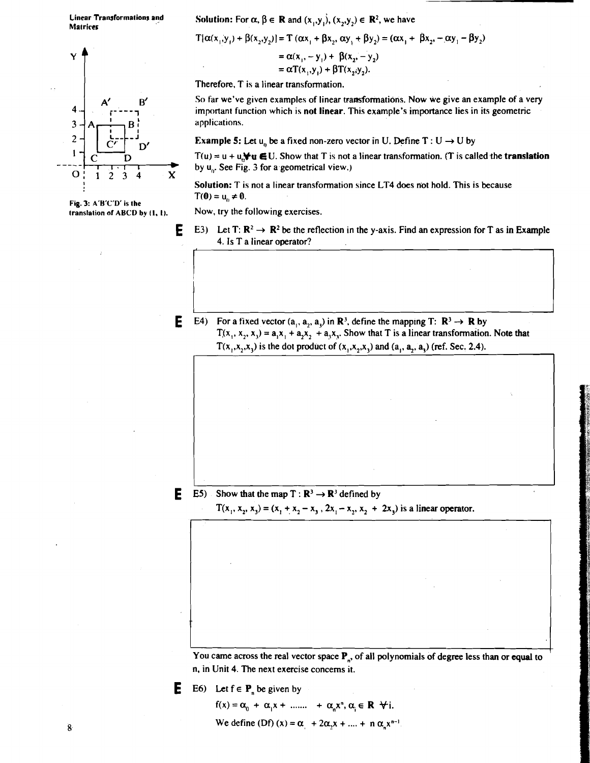**Solution:** For $\alpha, \beta \in \mathbf{R}$ and $(x_1,y_1), (x_2,y_2) \in \mathbf{R}^2$, we have

$$T[\alpha(x_1,y_1) + \beta(x_2,y_2)] = T(\alpha x_1 + \beta x_2, \alpha y_1 + \beta y_2) = (\alpha x_1 + \beta x_2, -\alpha y_1 - \beta y_2)$$

$$= \alpha(x_1, -y_1) + \beta(x_2, -y_2)$$

$$= \alpha T(x_1,y_1) + \beta T(x_2,y_2).$$

Therefore, T is a linear transformation.

So far we've given examples of linear transformations. Now we give an example of a very important function which is **not linear**. This example's importance lies in its geometric applications.

**Example 5:** Let $u_0$ be a fixed non-zero vector in U. Define $T : U \to U$ by

$T(u) = u + u_0 \forall u \in U$. Show that T is not a linear transformation. (T is called the **translation** by $u_0$. See Fig. 3 for a geometrical view.)

Fig. 3: A'B'C'D' is the translation of ABCD by (1, 1).

**Solution:** T is not a linear transformation since LT4 does not hold. This is because $T(\mathbf{0}) = u_0 \neq \mathbf{0}$.

Now, try the following exercises.

**E** E3) Let $T: \mathbf{R}^2 \to \mathbf{R}^2$ be the reflection in the y-axis. Find an expression for T as in Example 4. Is T a linear operator?

**E** E4) For a fixed vector $(a_1, a_2, a_3)$ in $\mathbf{R}^3$, define the mapping $T: \mathbf{R}^3 \to \mathbf{R}$ by $T(x_1, x_2, x_3) = a_1x_1 + a_2x_2 + a_3x_3$. Show that T is a linear transformation. Note that $T(x_1,x_2,x_3)$ is the dot product of $(x_1,x_2,x_3)$ and $(a_1, a_2, a_3)$ (ref. Sec. 2.4).

**E** E5) Show that the map $T : \mathbf{R}^3 \to \mathbf{R}^3$ defined by $T(x_1, x_2, x_3) = (x_1 + x_2 - x_3, 2x_1 - x_2, x_2 + 2x_3)$ is a linear operator.

You came across the real vector space $\mathbf{P}_n$, of all polynomials of degree less than or equal to n, in Unit 4. The next exercise concerns it.

**E** E6) Let $f \in \mathbf{P}_n$ be given by

$f(x) = \alpha_0 + \alpha_1 x + \ldots\ldots + \alpha_n x^n, \alpha_i \in \mathbf{R} \ \forall i.$

We define $(Df)(x) = \alpha_1 + 2\alpha_2 x + \ldots + n\alpha_n x^{n-1}$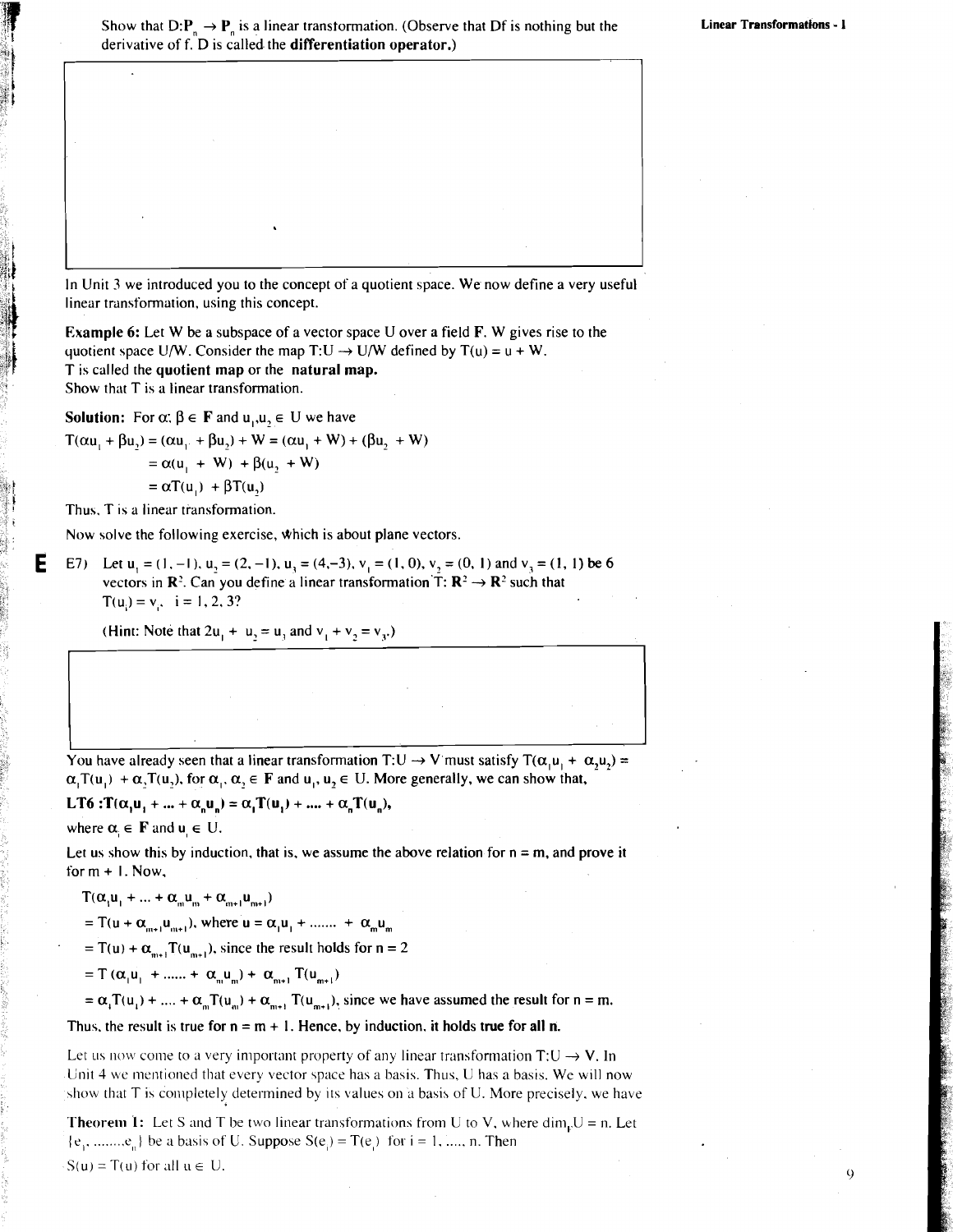Show that $D:P_n \to P_n$ is a linear transformation. (Observe that Df is nothing but the derivative of f. D is called the **differentiation operator.**)

In Unit 3 we introduced you to the concept of a quotient space. We now define a very useful linear transformation, using this concept.

**Example 6:** Let W be a subspace of a vector space U over a field **F**. W gives rise to the quotient space U/W. Consider the map $T:U \to U/W$ defined by $T(u) = u + W$.
T is called the **quotient map** or the **natural map.**
Show that T is a linear transformation.

**Solution:** For $\alpha, \beta \in$ **F** and $u_1, u_2 \in U$ we have

$$T(\alpha u_1 + \beta u_2) = (\alpha u_1 + \beta u_2) + W = (\alpha u_1 + W) + (\beta u_2 + W)$$
$$= \alpha(u_1 + W) + \beta(u_2 + W)$$
$$= \alpha T(u_1) + \beta T(u_2)$$

Thus, T is a linear transformation.

Now solve the following exercise, which is about plane vectors.

**E** E7) Let $u_1 = (1, -1)$, $u_2 = (2, -1)$, $u_3 = (4, -3)$, $v_1 = (1, 0)$, $v_2 = (0, 1)$ and $v_3 = (1, 1)$ be 6 vectors in $\mathbf{R}^2$. Can you define a linear transformation $T: \mathbf{R}^2 \to \mathbf{R}^2$ such that $T(u_i) = v_i$, $i = 1, 2, 3$?

(Hint: Note that $2u_1 + u_2 = u_3$ and $v_1 + v_2 = v_3$.)

You have already seen that a linear transformation $T:U \to V$ must satisfy $T(\alpha_1 u_1 + \alpha_2 u_2) = \alpha_1 T(u_1) + \alpha_2 T(u_2)$, for $\alpha_1, \alpha_2 \in$ **F** and $u_1, u_2 \in U$. More generally, we can show that,

**LT6** : $\mathbf{T(\alpha_1 u_1 + ... + \alpha_n u_n) = \alpha_1 T(u_1) + .... + \alpha_n T(u_n)}$,

where $\alpha_i \in$ **F** and $u_i \in U$.

Let us show this by induction, that is, we assume the above relation for n = m, and prove it for m + 1. Now,

$$T(\alpha_1 u_1 + ... + \alpha_m u_m + \alpha_{m+1} u_{m+1})$$
$$= T(u + \alpha_{m+1} u_{m+1}), \text{ where } u = \alpha_1 u_1 + ....... + \alpha_m u_m$$
$$= T(u) + \alpha_{m+1} T(u_{m+1}), \text{ since the result holds for } n = 2$$
$$= T(\alpha_1 u_1 + ...... + \alpha_m u_m) + \alpha_{m+1} T(u_{m+1})$$
$$= \alpha_1 T(u_1) + .... + \alpha_m T(u_m) + \alpha_{m+1} T(u_{m+1}), \text{ since we have assumed the result for } n = m.$$

Thus, the result is true for n = m + 1. Hence, by induction, it holds true for all n.

Let us now come to a very important property of any linear transformation $T:U \to V$. In Unit 4 we mentioned that every vector space has a basis. Thus, U has a basis. We will now show that T is completely determined by its values on a basis of U. More precisely, we have

**Theorem 1:** Let S and T be two linear transformations from U to V, where $\dim_F U = n$. Let $\{e_1, ........e_n\}$ be a basis of U. Suppose $S(e_i) = T(e_i)$ for $i = 1, ....., n$. Then $S(u) = T(u)$ for all $u \in U$.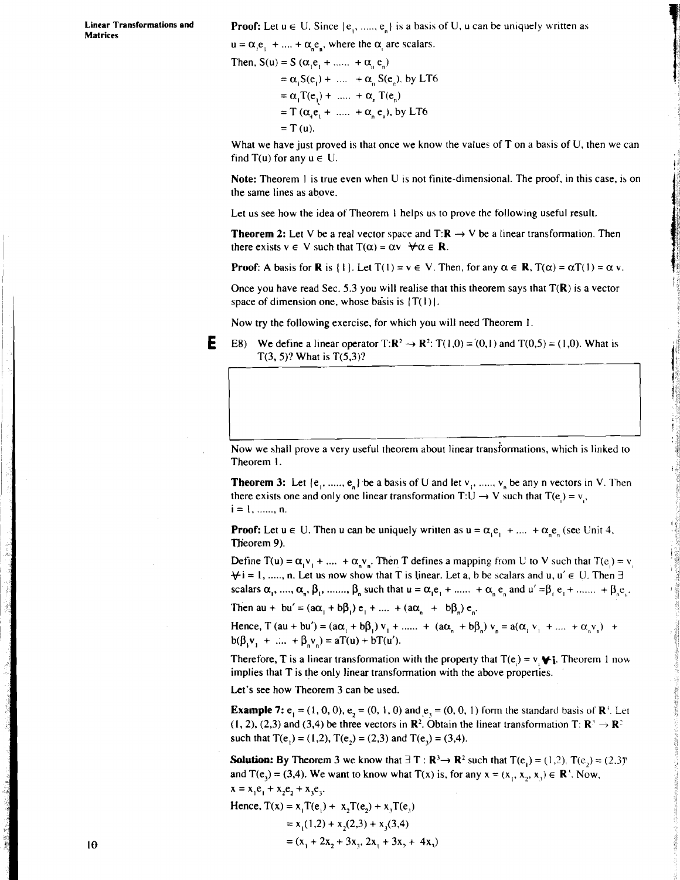**Proof:** Let $u \in U$. Since $\{e_1, ......, e_n\}$ is a basis of U, u can be uniquely written as $u = \alpha_1 e_1 + .... + \alpha_n e_n$, where the $\alpha_i$ are scalars.

Then, $S(u) = S(\alpha_1 e_1 + ...... + \alpha_n e_n)$

$= \alpha_1 S(e_1) + .... + \alpha_n S(e_n)$, by LT6

$= \alpha_1 T(e_1) + ..... + \alpha_n T(e_n)$

$= T(\alpha_1 e_1 + ..... + \alpha_n e_n)$, by LT6

$= T(u)$.

What we have just proved is that once we know the values of T on a basis of U, then we can find T(u) for any $u \in U$.

**Note:** Theorem 1 is true even when U is not finite-dimensional. The proof, in this case, is on the same lines as above.

Let us see how the idea of Theorem 1 helps us to prove the following useful result.

**Theorem 2:** Let V be a real vector space and $T: \mathbf{R} \rightarrow V$ be a linear transformation. Then there exists $v \in V$ such that $T(\alpha) = \alpha v \ \forall \alpha \in \mathbf{R}$.

**Proof:** A basis for **R** is {1}. Let $T(1) = v \in V$. Then, for any $\alpha \in \mathbf{R}$, $T(\alpha) = \alpha T(1) = \alpha v$.

Once you have read Sec. 5.3 you will realise that this theorem says that $T(\mathbf{R})$ is a vector space of dimension one, whose basis is $\{T(1)\}$.

Now try the following exercise, for which you will need Theorem 1.

**E** E8) We define a linear operator $T: \mathbf{R}^2 \rightarrow \mathbf{R}^2$: $T(1,0) = (0,1)$ and $T(0,5) = (1,0)$. What is $T(3, 5)$? What is $T(5,3)$?

Now we shall prove a very useful theorem about linear transformations, which is linked to Theorem 1.

**Theorem 3:** Let $\{e_1, ......, e_n\}$ be a basis of U and let $v_1, ......, v_n$ be any n vectors in V. Then there exists one and only one linear transformation $T: U \rightarrow V$ such that $T(e_i) = v_i$, $i = 1, ......, n$.

**Proof:** Let $u \in U$. Then u can be uniquely written as $u = \alpha_1 e_1 + .... + \alpha_n e_n$ (see Unit 4, Theorem 9).

Define $T(u) = \alpha_1 v_1 + .... + \alpha_n v_n$. Then T defines a mapping from U to V such that $T(e_i) = v_i$ $\forall i = 1, ....., n$. Let us now show that T is linear. Let a, b be scalars and $u, u' \in U$. Then $\exists$ scalars $\alpha_1, ....., \alpha_n, \beta_1, ......., \beta_n$ such that $u = \alpha_1 e_1 + ...... + \alpha_n e_n$ and $u' = \beta_1 e_1 + ....... + \beta_n e_n$.

Then $au + bu' = (a\alpha_1 + b\beta_1) e_1 + .... + (a\alpha_n + b\beta_n) e_n$.

Hence, $T(au + bu') = (a\alpha_1 + b\beta_1) v_1 + ...... + (a\alpha_n + b\beta_n) v_n = a(\alpha_1 v_1 + .... + \alpha_n v_n) + b(\beta_1 v_1 + .... + \beta_n v_n) = aT(u) + bT(u')$.

Therefore, T is a linear transformation with the property that $T(e_i) = v_i \ \forall i$. Theorem 1 now implies that T is the only linear transformation with the above properties.

Let's see how Theorem 3 can be used.

**Example 7:** $e_1 = (1, 0, 0)$, $e_2 = (0, 1, 0)$ and $e_3 = (0, 0, 1)$ form the standard basis of $\mathbf{R}^3$. Let (1, 2), (2,3) and (3,4) be three vectors in $\mathbf{R}^2$. Obtain the linear transformation $T: \mathbf{R}^3 \rightarrow \mathbf{R}^2$ such that $T(e_1) = (1,2)$, $T(e_2) = (2,3)$ and $T(e_3) = (3,4)$.

**Solution:** By Theorem 3 we know that $\exists \ T: \mathbf{R}^3 \rightarrow \mathbf{R}^2$ such that $T(e_1) = (1,2)$, $T(e_2) = (2,3)$ and $T(e_3) = (3,4)$. We want to know what T(x) is, for any $x = (x_1, x_2, x_3) \in \mathbf{R}^3$. Now,

$x = x_1 e_1 + x_2 e_2 + x_3 e_3$.

Hence, $T(x) = x_1 T(e_1) + x_2 T(e_2) + x_3 T(e_3)$

$= x_1(1,2) + x_2(2,3) + x_3(3,4)$

$= (x_1 + 2x_2 + 3x_3, 2x_1 + 3x_2 + 4x_3)$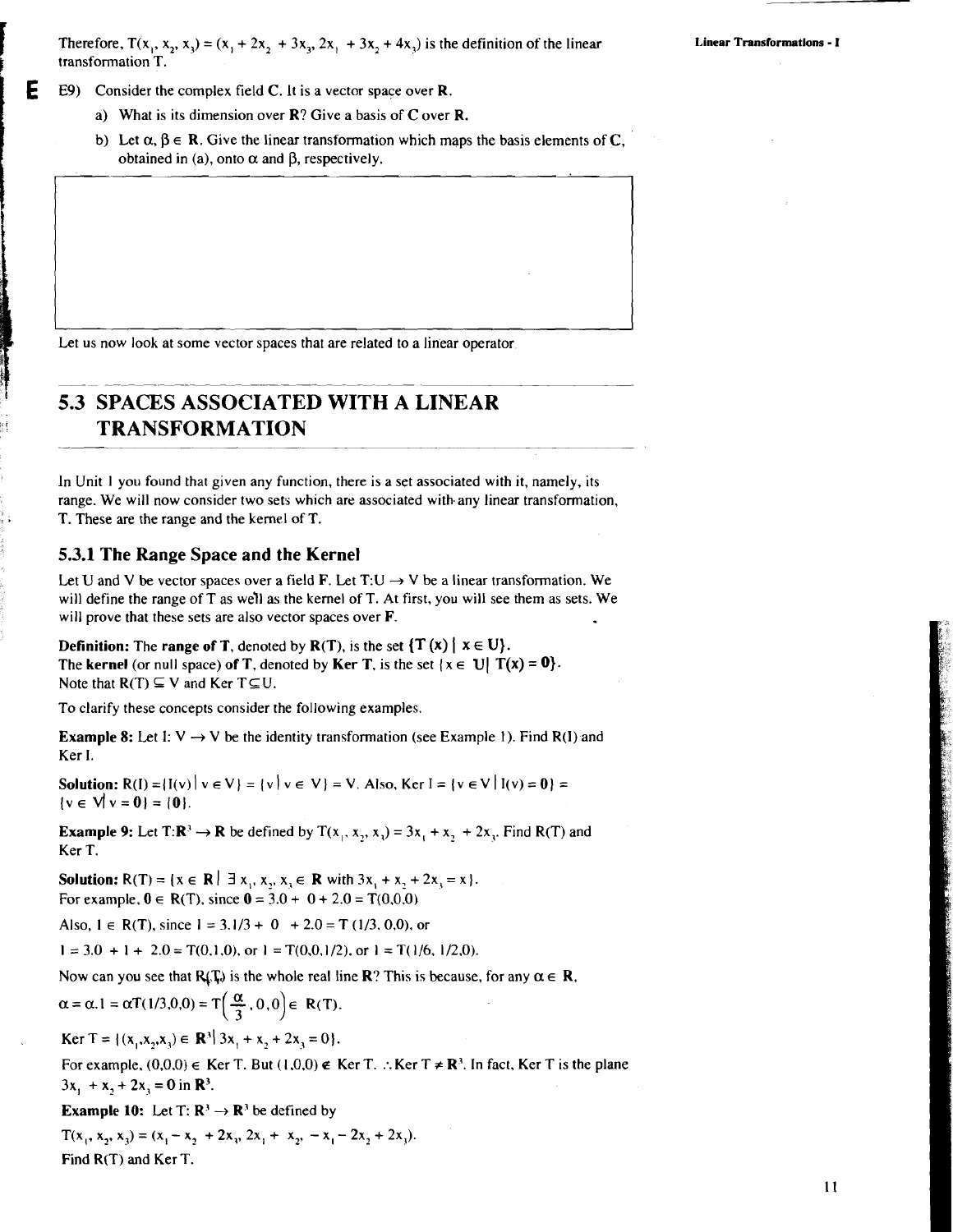Therefore, $T(x_1, x_2, x_3) = (x_1 + 2x_2 + 3x_3, 2x_1 + 3x_2 + 4x_3)$ is the definition of the linear transformation T.

E9) Consider the complex field **C**. It is a vector space over **R**.

a) What is its dimension over **R**? Give a basis of **C** over **R**.

b) Let $\alpha, \beta \in$ **R**. Give the linear transformation which maps the basis elements of **C**, obtained in (a), onto $\alpha$ and $\beta$, respectively.

Let us now look at some vector spaces that are related to a linear operator.

## 5.3 SPACES ASSOCIATED WITH A LINEAR TRANSFORMATION

In Unit 1 you found that given any function, there is a set associated with it, namely, its range. We will now consider two sets which are associated with any linear transformation, T. These are the range and the kernel of T.

### 5.3.1 The Range Space and the Kernel

Let U and V be vector spaces over a field F. Let $T: U \to V$ be a linear transformation. We will define the range of T as well as the kernel of T. At first, you will see them as sets. We will prove that these sets are also vector spaces over **F**.

**Definition:** The **range of T**, denoted by **R(T)**, is the set $\{T(x) \mid x \in U\}$.
The **kernel** (or null space) **of T**, denoted by **Ker T**, is the set $\{x \in U \mid T(x) = \mathbf{0}\}$.
Note that $R(T) \subseteq V$ and Ker $T \subseteq U$.

To clarify these concepts consider the following examples.

**Example 8:** Let $I: V \to V$ be the identity transformation (see Example 1). Find R(I) and Ker I.

**Solution:** $R(I) = \{I(v) \mid v \in V\} = \{v \mid v \in V\} = V$. Also, Ker $I = \{v \in V \mid I(v) = \mathbf{0}\} = \{v \in V \mid v = \mathbf{0}\} = \{\mathbf{0}\}$.

**Example 9:** Let $T: \mathbf{R}^3 \to \mathbf{R}$ be defined by $T(x_1, x_2, x_3) = 3x_1 + x_2 + 2x_3$. Find R(T) and Ker T.

**Solution:** $R(T) = \{x \in \mathbf{R} \mid \exists\, x_1, x_2, x_3 \in \mathbf{R}$ with $3x_1 + x_2 + 2x_3 = x\}$.
For example, $\mathbf{0} \in R(T)$, since $\mathbf{0} = 3.0 + 0 + 2.0 = T(0,0,0)$

Also, $1 \in R(T)$, since $1 = 3.1/3 + 0 + 2.0 = T(1/3, 0,0)$, or

$1 = 3.0 + 1 + 2.0 = T(0,1,0)$, or $1 = T(0,0,1/2)$, or $1 = T(1/6, 1/2, 0)$.

Now can you see that R(T) is the whole real line **R**? This is because, for any $\alpha \in$ **R**,

$\alpha = \alpha.1 = \alpha T(1/3,0,0) = T\left(\frac{\alpha}{3}, 0, 0\right) \in R(T)$.

Ker $T = \{(x_1,x_2,x_3) \in \mathbf{R}^3 \mid 3x_1 + x_2 + 2x_3 = 0\}$.

For example, $(0,0,0) \in$ Ker T. But $(1,0,0) \notin$ Ker T. $\therefore$ Ker $T \neq \mathbf{R}^3$. In fact, Ker T is the plane $3x_1 + x_2 + 2x_3 = 0$ in $\mathbf{R}^3$.

**Example 10:** Let $T: \mathbf{R}^3 \to \mathbf{R}^3$ be defined by

$T(x_1, x_2, x_3) = (x_1 - x_2 + 2x_3, 2x_1 + x_2, -x_1 - 2x_2 + 2x_3)$.

Find R(T) and Ker T.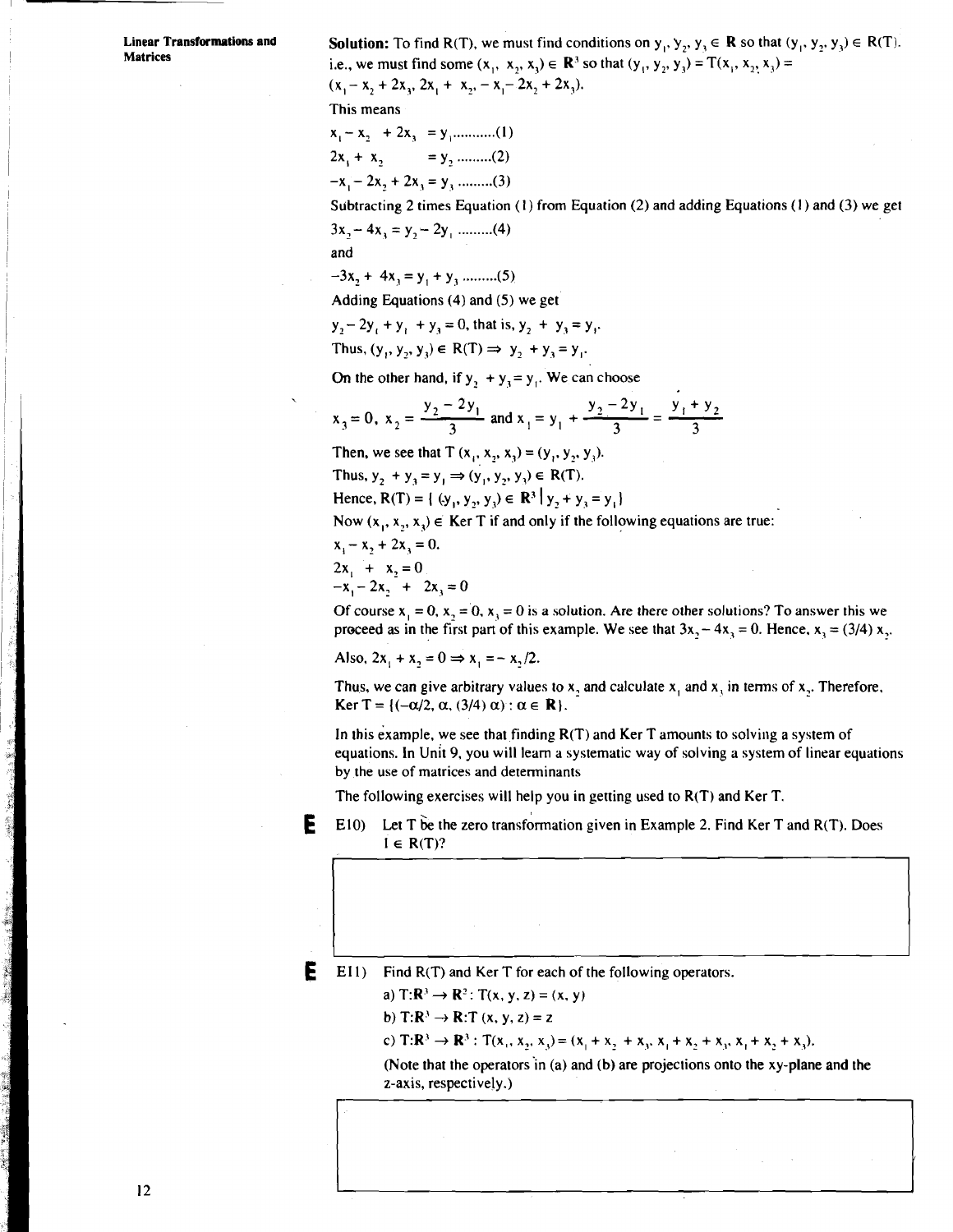**Solution:** To find R(T), we must find conditions on $y_1, y_2, y_3 \in \mathbf{R}$ so that $(y_1, y_2, y_3) \in R(T)$. i.e., we must find some $(x_1, x_2, x_3) \in \mathbf{R}^3$ so that $(y_1, y_2, y_3) = T(x_1, x_2, x_3) = (x_1 - x_2 + 2x_3, 2x_1 + x_2, -x_1 - 2x_2 + 2x_3)$.

This means

$x_1 - x_2 + 2x_3 = y_1$ ..........(1)

$2x_1 + x_2 = y_2$ .........(2)

$-x_1 - 2x_2 + 2x_3 = y_3$ .........(3)

Subtracting 2 times Equation (1) from Equation (2) and adding Equations (1) and (3) we get

$3x_2 - 4x_3 = y_2 - 2y_1$ .........(4)

and

$-3x_2 + 4x_3 = y_1 + y_3$ .........(5)

Adding Equations (4) and (5) we get

$y_2 - 2y_1 + y_1 + y_3 = 0$, that is, $y_2 + y_3 = y_1$.

Thus, $(y_1, y_2, y_3) \in R(T) \Rightarrow y_2 + y_3 = y_1$.

On the other hand, if $y_2 + y_3 = y_1$. We can choose

$$x_3 = 0,\ x_2 = \frac{y_2 - 2y_1}{3} \text{ and } x_1 = y_1 + \frac{y_2 - 2y_1}{3} = \frac{y_1 + y_2}{3}$$

Then, we see that $T(x_1, x_2, x_3) = (y_1, y_2, y_3)$.

Thus, $y_2 + y_3 = y_1 \Rightarrow (y_1, y_2, y_3) \in R(T)$.

Hence, $R(T) = \{ (y_1, y_2, y_3) \in \mathbf{R}^3 \mid y_2 + y_3 = y_1 \}$

Now $(x_1, x_2, x_3) \in \text{Ker } T$ if and only if the following equations are true:

$x_1 - x_2 + 2x_3 = 0.$

$2x_1 + x_2 = 0$

$-x_1 - 2x_2 + 2x_3 = 0$

Of course $x_1 = 0, x_2 = 0, x_3 = 0$ is a solution. Are there other solutions? To answer this we proceed as in the first part of this example. We see that $3x_2 - 4x_3 = 0$. Hence, $x_3 = (3/4)\, x_2$.

Also, $2x_1 + x_2 = 0 \Rightarrow x_1 = -x_2/2$.

Thus, we can give arbitrary values to $x_2$ and calculate $x_1$ and $x_3$ in terms of $x_2$. Therefore, $\text{Ker } T = \{(-\alpha/2, \alpha, (3/4)\,\alpha) : \alpha \in \mathbf{R}\}$.

In this example, we see that finding R(T) and Ker T amounts to solving a system of equations. In Unit 9, you will learn a systematic way of solving a system of linear equations by the use of matrices and determinants

The following exercises will help you in getting used to R(T) and Ker T.

**E** E10) Let T be the zero transformation given in Example 2. Find Ker T and R(T). Does $1 \in R(T)$?

**E** E11) Find R(T) and Ker T for each of the following operators.

a) $T:\mathbf{R}^3 \to \mathbf{R}^2 : T(x, y, z) = (x, y)$

b) $T:\mathbf{R}^3 \to \mathbf{R}:T(x, y, z) = z$

c) $T:\mathbf{R}^3 \to \mathbf{R}^3 : T(x_1, x_2, x_3) = (x_1 + x_2 + x_3, x_1 + x_2 + x_3, x_1 + x_2 + x_3)$.

(Note that the operators in (a) and (b) are projections onto the xy-plane and the z-axis, respectively.)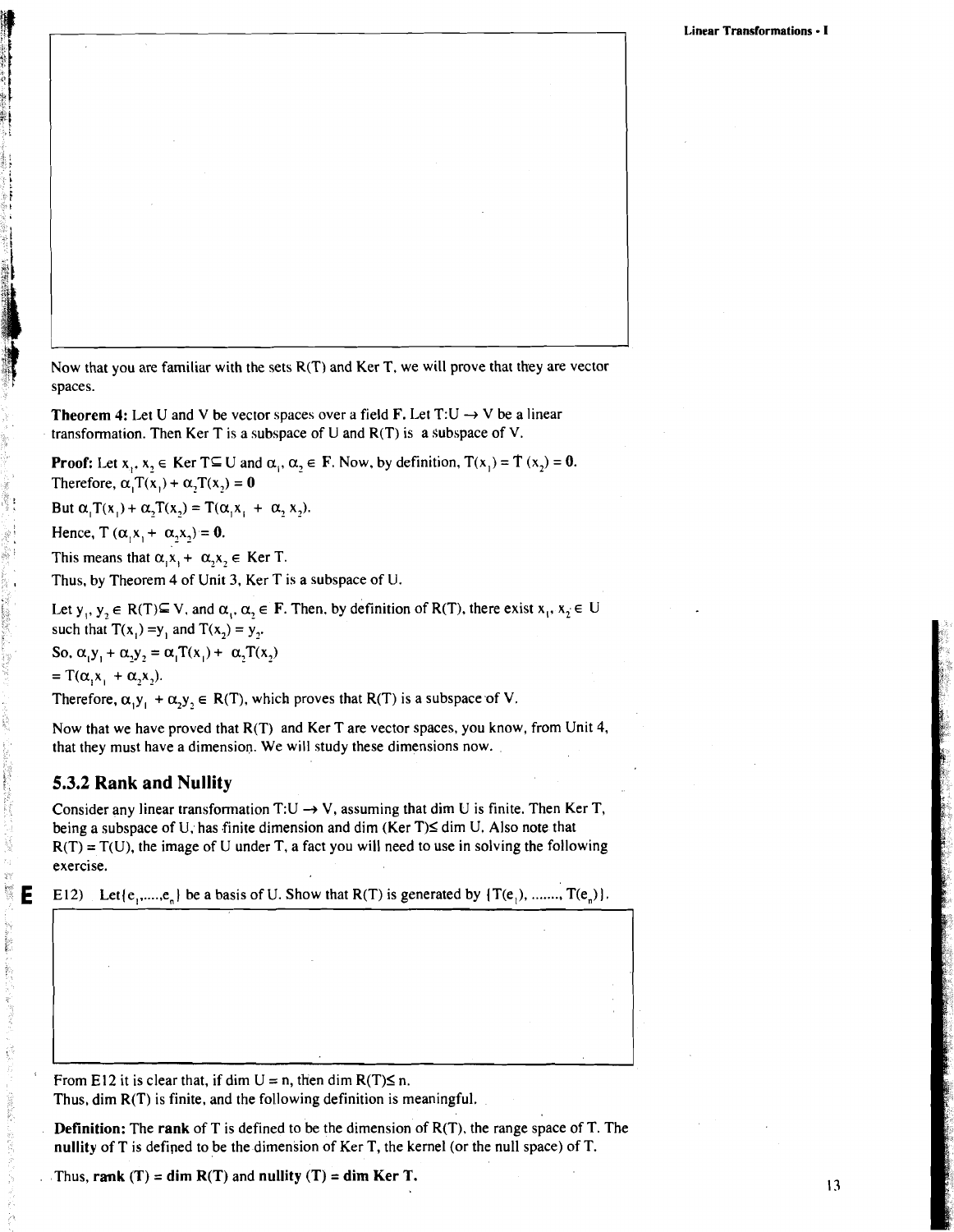Now that you are familiar with the sets R(T) and Ker T, we will prove that they are vector spaces.

**Theorem 4:** Let U and V be vector spaces over a field **F**. Let $T:U \to V$ be a linear transformation. Then Ker T is a subspace of U and R(T) is a subspace of V.

**Proof:** Let $x_1, x_2 \in$ Ker $T \subseteq U$ and $\alpha_1, \alpha_2 \in$ **F**. Now, by definition, $T(x_1) = T(x_2) = \mathbf{0}$.
Therefore, $\alpha_1 T(x_1) + \alpha_2 T(x_2) = \mathbf{0}$

But $\alpha_1 T(x_1) + \alpha_2 T(x_2) = T(\alpha_1 x_1 + \alpha_2 x_2)$.

Hence, $T(\alpha_1 x_1 + \alpha_2 x_2) = \mathbf{0}$.

This means that $\alpha_1 x_1 + \alpha_2 x_2 \in$ Ker T.

Thus, by Theorem 4 of Unit 3, Ker T is a subspace of U.

Let $y_1, y_2 \in R(T) \subseteq V$, and $\alpha_1, \alpha_2 \in$ **F**. Then, by definition of R(T), there exist $x_1, x_2 \in U$ such that $T(x_1) = y_1$ and $T(x_2) = y_2$.
So, $\alpha_1 y_1 + \alpha_2 y_2 = \alpha_1 T(x_1) + \alpha_2 T(x_2)$
$= T(\alpha_1 x_1 + \alpha_2 x_2)$.
Therefore, $\alpha_1 y_1 + \alpha_2 y_2 \in R(T)$, which proves that R(T) is a subspace of V.

Now that we have proved that R(T) and Ker T are vector spaces, you know, from Unit 4, that they must have a dimension. We will study these dimensions now.

### 5.3.2 Rank and Nullity

Consider any linear transformation $T:U \to V$, assuming that dim U is finite. Then Ker T, being a subspace of U, has finite dimension and dim (Ker T) $\leq$ dim U. Also note that $R(T) = T(U)$, the image of U under T, a fact you will need to use in solving the following exercise.

**E** E12) Let $\{e_1, \ldots, e_n\}$ be a basis of U. Show that R(T) is generated by $\{T(e_1), \ldots, T(e_n)\}$.

From E12 it is clear that, if dim U = n, then dim R(T) $\leq$ n.
Thus, dim R(T) is finite, and the following definition is meaningful.

**Definition:** The **rank** of T is defined to be the dimension of R(T), the range space of T. The **nullity** of T is defined to be the dimension of Ker T, the kernel (or the null space) of T.

Thus, **rank (T) = dim R(T)** and **nullity (T) = dim Ker T.**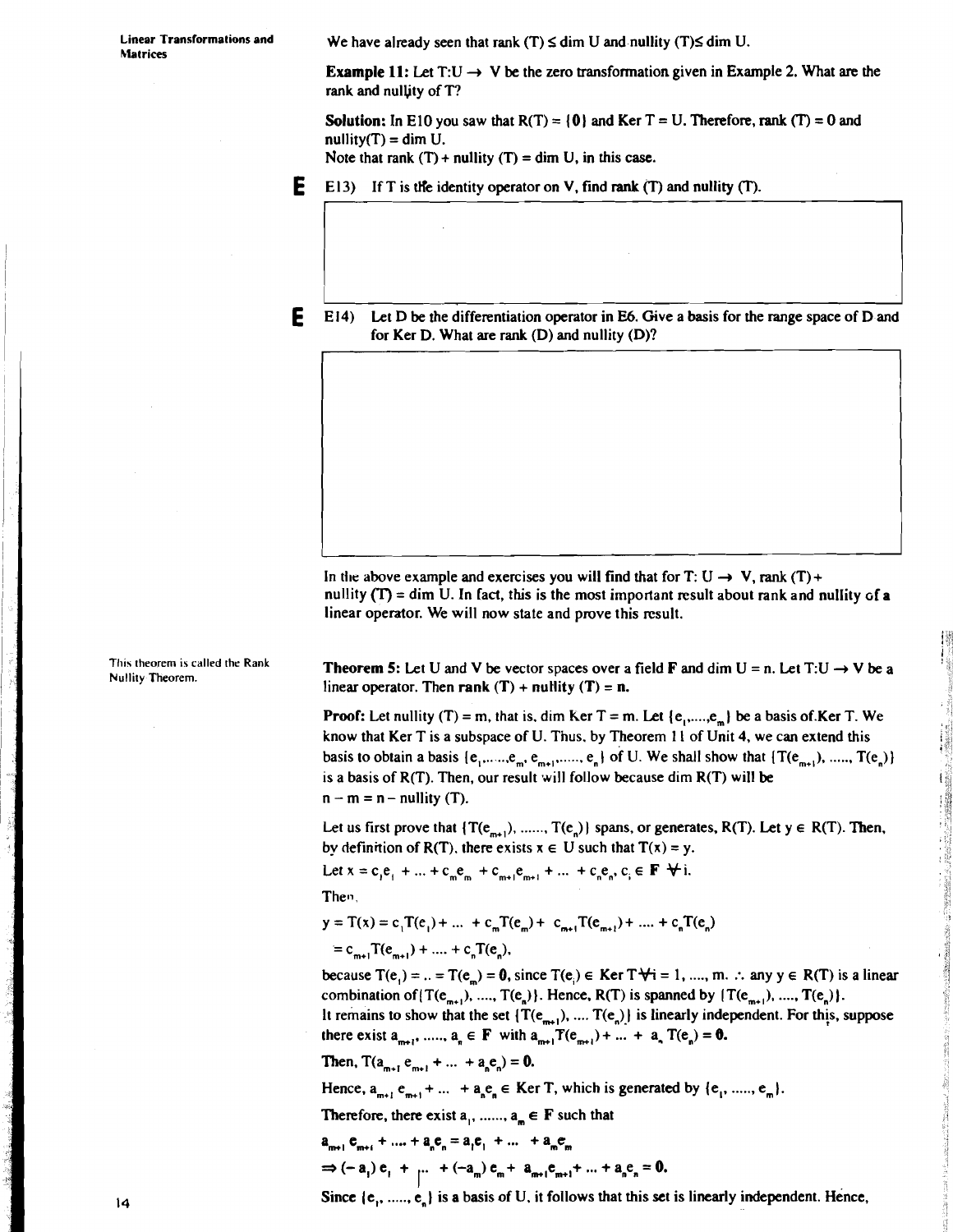We have already seen that rank (T) ≤ dim U and nullity (T) ≤ dim U.

**Example 11:** Let $T:U \to V$ be the zero transformation given in Example 2. What are the rank and nullity of T?

**Solution:** In E10 you saw that $R(T) = \{0\}$ and Ker T = U. Therefore, rank (T) = 0 and nullity(T) = dim U.
Note that rank (T) + nullity (T) = dim U, in this case.

**E** E13) If T is the identity operator on V, find rank (T) and nullity (T).

**E** E14) Let D be the differentiation operator in E6. Give a basis for the range space of D and for Ker D. What are rank (D) and nullity (D)?

In the above example and exercises you will find that for $T: U \to V$, rank (T) + nullity (T) = dim U. In fact, this is the most important result about rank and nullity of a linear operator. We will now state and prove this result.

This theorem is called the Rank Nullity Theorem.

**Theorem 5:** Let U and V be vector spaces over a field **F** and dim U = n. Let $T:U \to V$ be a linear operator. Then **rank (T) + nullity (T) = n.**

**Proof:** Let nullity (T) = m, that is, dim Ker T = m. Let $\{e_1, \ldots, e_m\}$ be a basis of Ker T. We know that Ker T is a subspace of U. Thus, by Theorem 11 of Unit 4, we can extend this basis to obtain a basis $\{e_1, \ldots, e_m, e_{m+1}, \ldots, e_n\}$ of U. We shall show that $\{T(e_{m+1}), \ldots, T(e_n)\}$ is a basis of R(T). Then, our result will follow because dim R(T) will be $n - m = n -$ nullity (T).

Let us first prove that $\{T(e_{m+1}), \ldots, T(e_n)\}$ spans, or generates, R(T). Let $y \in R(T)$. Then, by definition of R(T), there exists $x \in U$ such that $T(x) = y$.

Let $x = c_1e_1 + \ldots + c_me_m + c_{m+1}e_{m+1} + \ldots + c_ne_n$, $c_i \in \mathbf{F}\ \forall i$.

Then,

$y = T(x) = c_1T(e_1) + \ldots + c_mT(e_m) + c_{m+1}T(e_{m+1}) + \ldots + c_nT(e_n)$

$= c_{m+1}T(e_{m+1}) + \ldots + c_nT(e_n)$,

because $T(e_1) = \ldots = T(e_m) = \mathbf{0}$, since $T(e_i) \in$ Ker T $\forall i = 1, \ldots, m$. $\therefore$ any $y \in R(T)$ is a linear combination of $\{T(e_{m+1}), \ldots, T(e_n)\}$. Hence, R(T) is spanned by $\{T(e_{m+1}), \ldots, T(e_n)\}$.

It remains to show that the set $\{T(e_{m+1}), \ldots, T(e_n)\}$ is linearly independent. For this, suppose there exist $a_{m+1}, \ldots, a_n \in \mathbf{F}$ with $a_{m+1}T(e_{m+1}) + \ldots + a_nT(e_n) = \mathbf{0}$.

Then, $T(a_{m+1}e_{m+1} + \ldots + a_ne_n) = \mathbf{0}$.

Hence, $a_{m+1}e_{m+1} + \ldots + a_ne_n \in$ Ker T, which is generated by $\{e_1, \ldots, e_m\}$.

Therefore, there exist $a_1, \ldots, a_m \in \mathbf{F}$ such that

$a_{m+1}e_{m+1} + \ldots + a_ne_n = a_1e_1 + \ldots + a_me_m$

$\Rightarrow (-a_1)e_1 + \ldots + (-a_m)e_m + a_{m+1}e_{m+1} + \ldots + a_ne_n = \mathbf{0}$.

Since $\{e_1, \ldots, e_n\}$ is a basis of U, it follows that this set is linearly independent. Hence,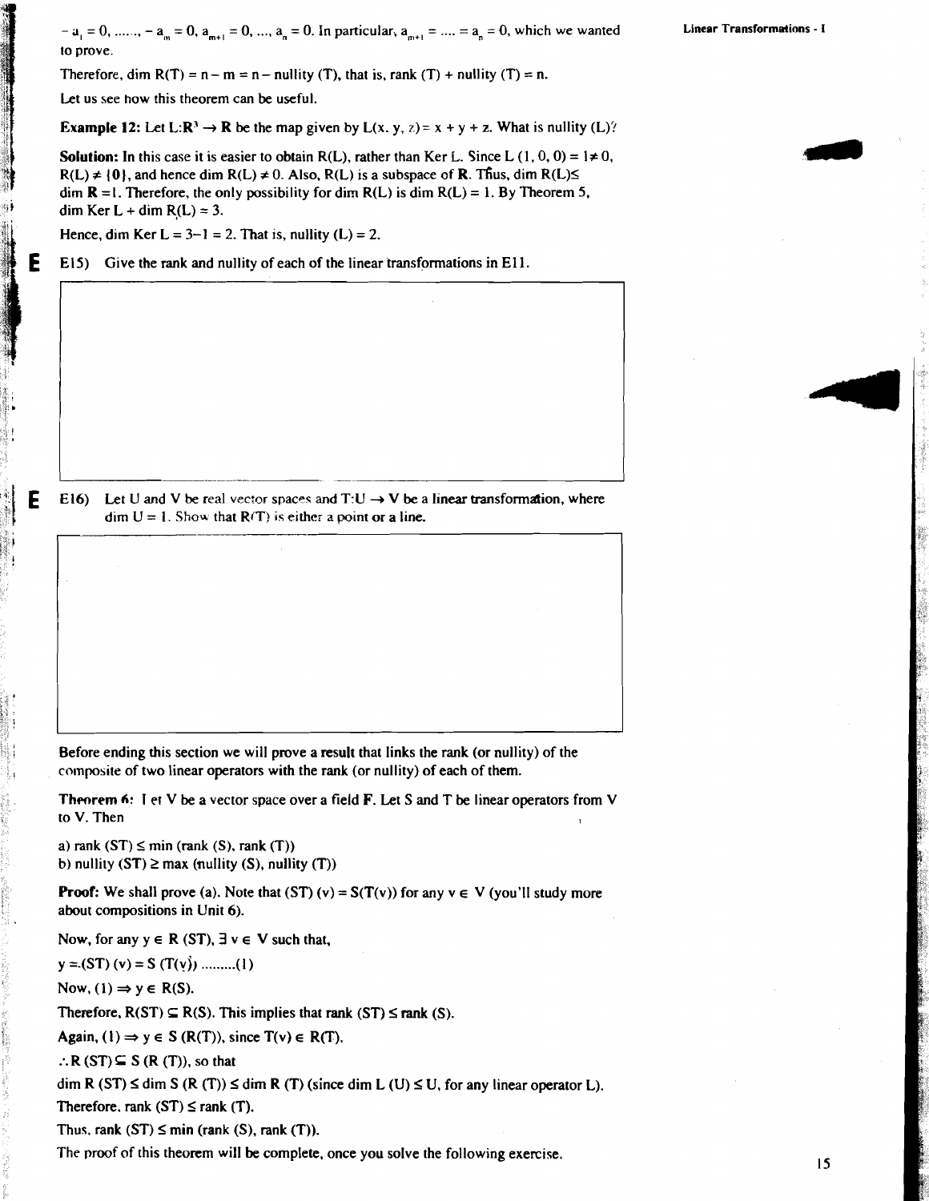$-a_1 = 0, \ldots, -a_m = 0, a_{m+1} = 0, \ldots, a_n = 0$. In particular, $a_{m+1} = \ldots = a_n = 0$, which we wanted to prove.

Therefore, dim R(T) = n – m = n – nullity (T), that is, rank (T) + nullity (T) = n.

Let us see how this theorem can be useful.

**Example 12:** Let $L: \mathbf{R}^3 \rightarrow \mathbf{R}$ be the map given by $L(x, y, z) = x + y + z$. What is nullity (L)?

**Solution:** In this case it is easier to obtain R(L), rather than Ker L. Since $L(1, 0, 0) = 1 \neq 0$, $R(L) \neq \{0\}$, and hence dim $R(L) \neq 0$. Also, R(L) is a subspace of **R**. Thus, dim R(L) ≤ dim **R** = 1. Therefore, the only possibility for dim R(L) is dim R(L) = 1. By Theorem 5, dim Ker L + dim R(L) = 3.

Hence, dim Ker L = 3–1 = 2. That is, nullity (L) = 2.

**E** E15) Give the rank and nullity of each of the linear transformations in E11.

**E** E16) Let U and V be real vector spaces and $T: U \rightarrow V$ be a linear transformation, where dim U = 1. Show that R(T) is either a point or a line.

Before ending this section we will prove a result that links the rank (or nullity) of the composite of two linear operators with the rank (or nullity) of each of them.

**Theorem 6:** Let V be a vector space over a field **F**. Let S and T be linear operators from V to V. Then

a) rank (ST) ≤ min (rank (S), rank (T))

b) nullity (ST) ≥ max (nullity (S), nullity (T))

**Proof:** We shall prove (a). Note that (ST) (v) = S(T(v)) for any v ∈ V (you'll study more about compositions in Unit 6).

Now, for any y ∈ R (ST), ∃ v ∈ V such that,

y = (ST) (v) = S (T(v)) .........(1)

Now, (1) ⇒ y ∈ R(S).

Therefore, R(ST) ⊆ R(S). This implies that rank (ST) ≤ rank (S).

Again, (1) ⇒ y ∈ S (R(T)), since T(v) ∈ R(T).

∴ R (ST) ⊆ S (R (T)), so that

dim R (ST) ≤ dim S (R (T)) ≤ dim R (T) (since dim L (U) ≤ U, for any linear operator L).

Therefore, rank (ST) ≤ rank (T).

Thus, rank (ST) ≤ min (rank (S), rank (T)).

The proof of this theorem will be complete, once you solve the following exercise.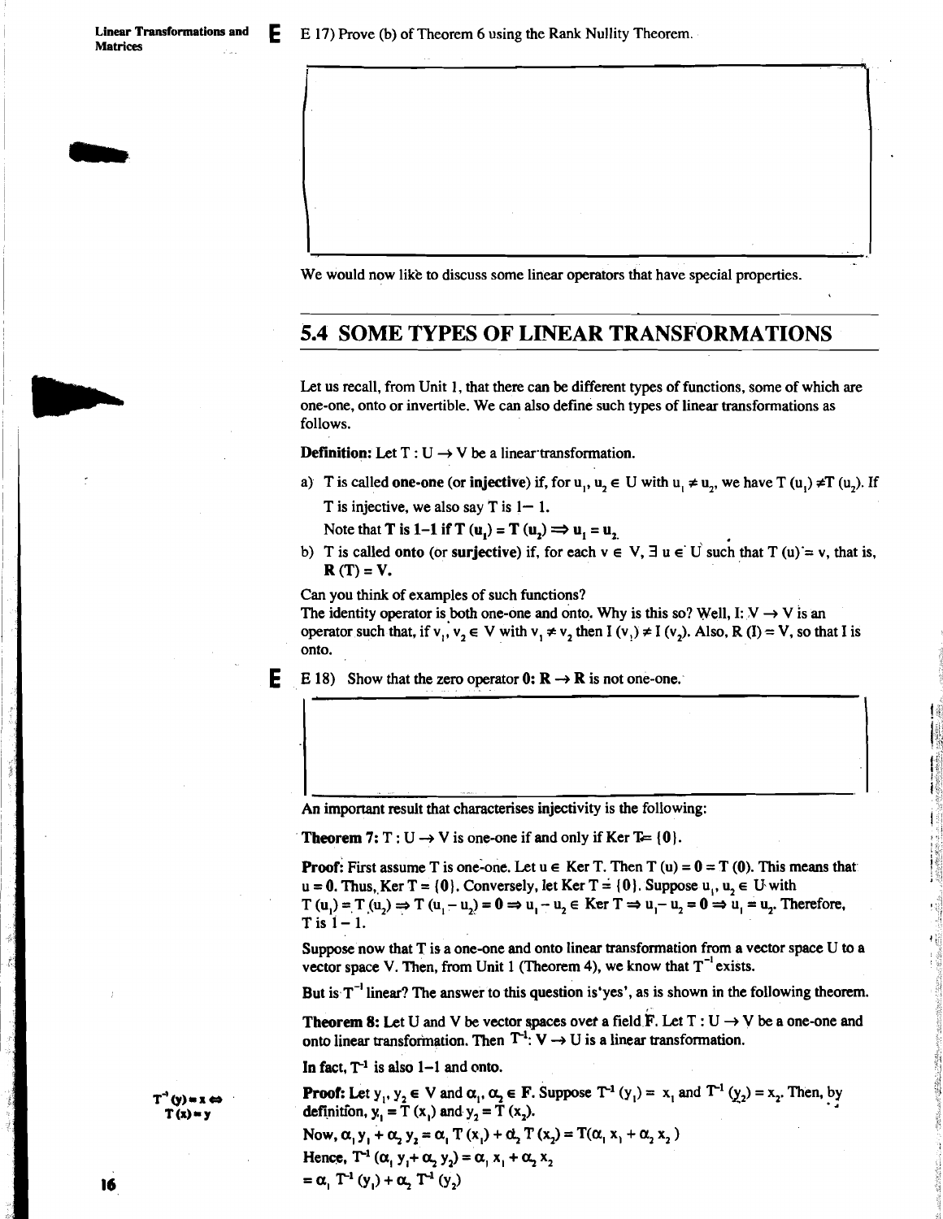E 17) Prove (b) of Theorem 6 using the Rank Nullity Theorem.

We would now like to discuss some linear operators that have special properties.

## 5.4 SOME TYPES OF LINEAR TRANSFORMATIONS

Let us recall, from Unit 1, that there can be different types of functions, some of which are one-one, onto or invertible. We can also define such types of linear transformations as follows.

**Definition:** Let $T : U \to V$ be a linear transformation.

a) T is called **one-one** (or **injective**) if, for $u_1, u_2 \in U$ with $u_1 \neq u_2$, we have $T(u_1) \neq T(u_2)$. If T is injective, we also say T is 1– 1.

   Note that **T is 1–1 if $T(u_1) = T(u_2) \Rightarrow u_1 = u_2$.**

b) T is called **onto** (or **surjective**) if, for each $v \in V$, $\exists$ $u \in U$ such that $T(u) = v$, that is, **$R(T) = V$.**

Can you think of examples of such functions?

The identity operator is both one-one and onto. Why is this so? Well, $I: V \to V$ is an operator such that, if $v_1, v_2 \in V$ with $v_1 \neq v_2$ then $I(v_1) \neq I(v_2)$. Also, $R(I) = V$, so that I is onto.

E 18) Show that the zero operator $\mathbf{0}: \mathbf{R} \to \mathbf{R}$ is not one-one.

An important result that characterises injectivity is the following:

**Theorem 7:** $T : U \to V$ is one-one if and only if Ker $T = \{\mathbf{0}\}$.

**Proof:** First assume T is one-one. Let $u \in$ Ker T. Then $T(u) = \mathbf{0} = T(\mathbf{0})$. This means that $u = \mathbf{0}$. Thus, Ker $T = \{\mathbf{0}\}$. Conversely, let Ker $T = \{\mathbf{0}\}$. Suppose $u_1, u_2 \in U$ with $T(u_1) = T(u_2) \Rightarrow T(u_1 - u_2) = \mathbf{0} \Rightarrow u_1 - u_2 \in$ Ker $T \Rightarrow u_1 - u_2 = \mathbf{0} \Rightarrow u_1 = u_2$. Therefore, T is 1 – 1.

Suppose now that T is a one-one and onto linear transformation from a vector space U to a vector space V. Then, from Unit 1 (Theorem 4), we know that $T^{-1}$ exists.

But is $T^{-1}$ linear? The answer to this question is 'yes', as is shown in the following theorem.

**Theorem 8:** Let U and V be vector spaces over a field F. Let $T : U \to V$ be a one-one and onto linear transformation. Then $T^{-1}: V \to U$ is a linear transformation.

**In fact, $T^{-1}$ is also 1–1 and onto.**

$T^{-1}(y) = x \Leftrightarrow T(x) = y$

**Proof:** Let $y_1, y_2 \in V$ and $\alpha_1, \alpha_2 \in F$. Suppose $T^{-1}(y_1) = x_1$ and $T^{-1}(y_2) = x_2$. Then, by definition, $y_1 = T(x_1)$ and $y_2 = T(x_2)$.

Now, $\alpha_1 y_1 + \alpha_2 y_2 = \alpha_1 T(x_1) + \alpha_2 T(x_2) = T(\alpha_1 x_1 + \alpha_2 x_2)$

Hence, $T^{-1}(\alpha_1 y_1 + \alpha_2 y_2) = \alpha_1 x_1 + \alpha_2 x_2$

$= \alpha_1 T^{-1}(y_1) + \alpha_2 T^{-1}(y_2)$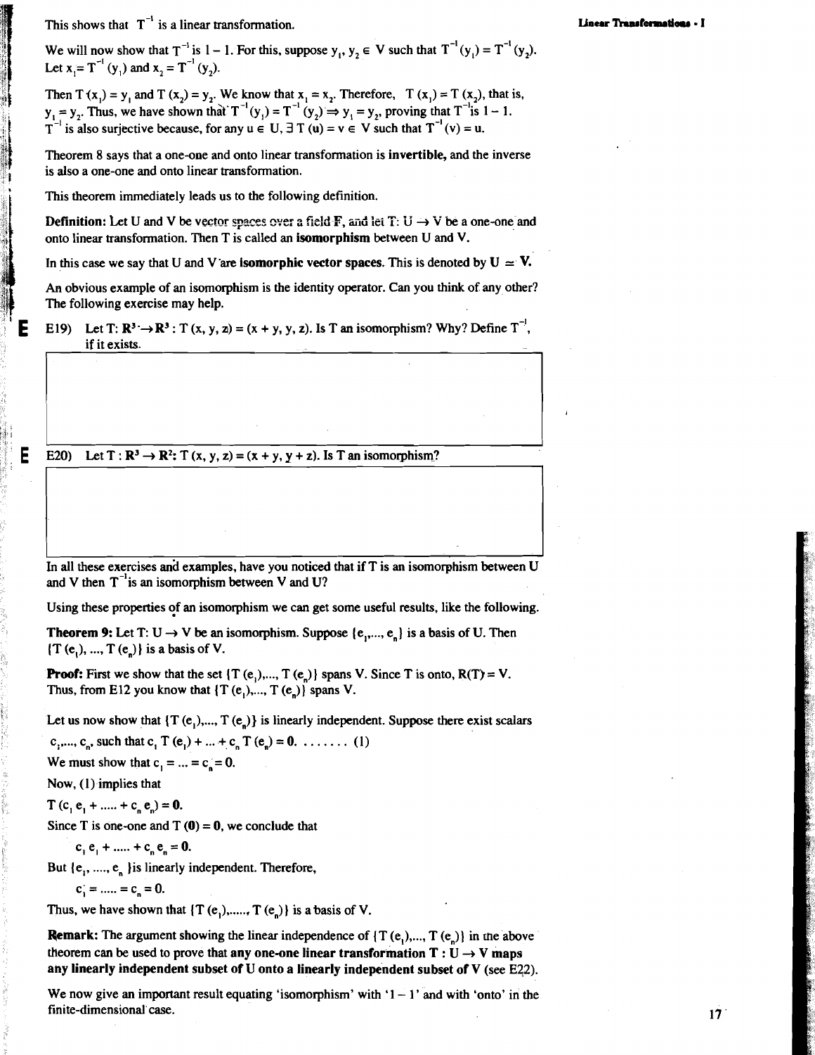This shows that $T^{-1}$ is a linear transformation.

We will now show that $T^{-1}$ is $1-1$. For this, suppose $y_1, y_2 \in V$ such that $T^{-1}(y_1) = T^{-1}(y_2)$. Let $x_1 = T^{-1}(y_1)$ and $x_2 = T^{-1}(y_2)$.

Then $T(x_1) = y_1$ and $T(x_2) = y_2$. We know that $x_1 = x_2$. Therefore, $T(x_1) = T(x_2)$, that is, $y_1 = y_2$. Thus, we have shown that $T^{-1}(y_1) = T^{-1}(y_2) \Rightarrow y_1 = y_2$, proving that $T^{-1}$ is $1-1$. $T^{-1}$ is also surjective because, for any $u \in U$, $\exists\, T(u) = v \in V$ such that $T^{-1}(v) = u$.

Theorem 8 says that a one-one and onto linear transformation is **invertible**, and the inverse is also a one-one and onto linear transformation.

This theorem immediately leads us to the following definition.

**Definition:** Let U and V be vector spaces over a field F, and let $T: U \to V$ be a one-one and onto linear transformation. Then T is called an **isomorphism** between U and V.

In this case we say that U and V are **isomorphic vector spaces**. This is denoted by $\mathbf{U \simeq V}$.

An obvious example of an isomorphism is the identity operator. Can you think of any other? The following exercise may help.

E19) Let $T: \mathbf{R}^3 \to \mathbf{R}^3 : T(x, y, z) = (x + y, y, z)$. Is T an isomorphism? Why? Define $T^{-1}$, if it exists.

E20) Let $T: \mathbf{R}^3 \to \mathbf{R}^2 : T(x, y, z) = (x + y, y + z)$. Is T an isomorphism?

In all these exercises and examples, have you noticed that if T is an isomorphism between U and V then $T^{-1}$ is an isomorphism between V and U?

Using these properties of an isomorphism we can get some useful results, like the following.

**Theorem 9:** Let $T: U \to V$ be an isomorphism. Suppose $\{e_1, \ldots, e_n\}$ is a basis of U. Then $\{T(e_1), \ldots, T(e_n)\}$ is a basis of V.

**Proof:** First we show that the set $\{T(e_1), \ldots, T(e_n)\}$ spans V. Since T is onto, $R(T) = V$. Thus, from E12 you know that $\{T(e_1), \ldots, T(e_n)\}$ spans V.

Let us now show that $\{T(e_1), \ldots, T(e_n)\}$ is linearly independent. Suppose there exist scalars $c_1, \ldots, c_n$, such that $c_1 T(e_1) + \ldots + c_n T(e_n) = \mathbf{0}$. ....... (1)

We must show that $c_1 = \ldots = c_n = 0$.

Now, (1) implies that

$T(c_1 e_1 + \ldots + c_n e_n) = \mathbf{0}$.

Since T is one-one and $T(\mathbf{0}) = \mathbf{0}$, we conclude that

$c_1 e_1 + \ldots + c_n e_n = \mathbf{0}$.

But $\{e_1, \ldots, e_n\}$ is linearly independent. Therefore,

$c_1 = \ldots = c_n = 0$.

Thus, we have shown that $\{T(e_1), \ldots, T(e_n)\}$ is a basis of V.

**Remark:** The argument showing the linear independence of $\{T(e_1), \ldots, T(e_n)\}$ in the above theorem can be used to prove that **any one-one linear transformation $T: U \to V$ maps any linearly independent subset of U onto a linearly independent subset of V** (see E22).

We now give an important result equating 'isomorphism' with '1 – 1' and with 'onto' in the finite-dimensional case.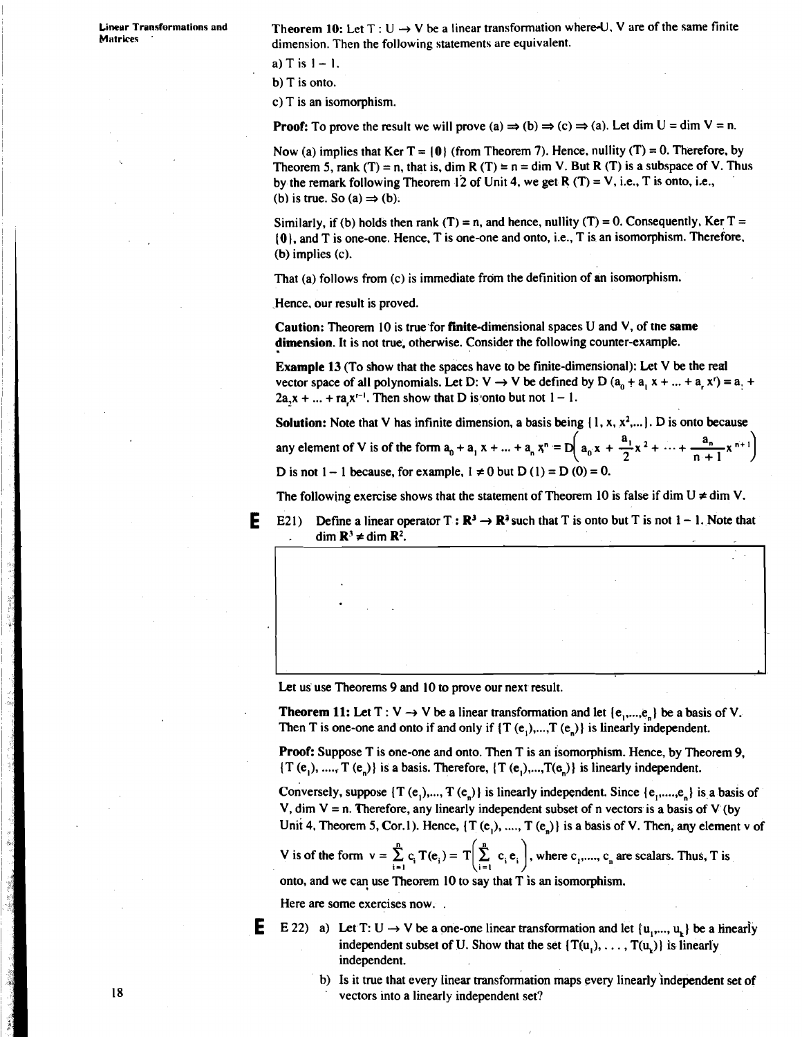**Theorem 10:** Let $T : U \to V$ be a linear transformation where U, V are of the same finite dimension. Then the following statements are equivalent.

a) T is 1 – 1.

b) T is onto.

c) T is an isomorphism.

**Proof:** To prove the result we will prove (a) ⇒ (b) ⇒ (c) ⇒ (a). Let dim U = dim V = n.

Now (a) implies that Ker T = {0} (from Theorem 7). Hence, nullity (T) = 0. Therefore, by Theorem 5, rank (T) = n, that is, dim R (T) = n = dim V. But R (T) is a subspace of V. Thus by the remark following Theorem 12 of Unit 4, we get R (T) = V, i.e., T is onto, i.e., (b) is true. So (a) ⇒ (b).

Similarly, if (b) holds then rank (T) = n, and hence, nullity (T) = 0. Consequently, Ker T = {0}, and T is one-one. Hence, T is one-one and onto, i.e., T is an isomorphism. Therefore, (b) implies (c).

That (a) follows from (c) is immediate from the definition of an isomorphism.

Hence, our result is proved.

**Caution:** Theorem 10 is true for **finite-dimensional** spaces U and V, of the **same dimension**. It is not true, otherwise. Consider the following counter-example.

**Example 13** (To show that the spaces have to be finite-dimensional): Let V be the real vector space of all polynomials. Let D: V → V be defined by $D(a_0 + a_1 x + \ldots + a_r x^r) = a_1 + 2a_2 x + \ldots + r a_r x^{r-1}$. Then show that D is onto but not 1 – 1.

**Solution:** Note that V has infinite dimension, a basis being $\{1, x, x^2, \ldots\}$. D is onto because any element of V is of the form $a_0 + a_1 x + \ldots + a_n x^n = D\left(a_0 x + \frac{a_1}{2}x^2 + \cdots + \frac{a_n}{n+1}x^{n+1}\right)$

D is not 1 – 1 because, for example, $1 \neq 0$ but $D(1) = D(0) = 0$.

The following exercise shows that the statement of Theorem 10 is false if dim U ≠ dim V.

E21) Define a linear operator $T : \mathbf{R}^3 \to \mathbf{R}^2$ such that T is onto but T is not 1 – 1. Note that $\dim \mathbf{R}^3 \neq \dim \mathbf{R}^2$.

Let us use Theorems 9 and 10 to prove our next result.

**Theorem 11:** Let T : V → V be a linear transformation and let $\{e_1, \ldots, e_n\}$ be a basis of V. Then T is one-one and onto if and only if $\{T(e_1), \ldots, T(e_n)\}$ is linearly independent.

**Proof:** Suppose T is one-one and onto. Then T is an isomorphism. Hence, by Theorem 9, $\{T(e_1), \ldots, T(e_n)\}$ is a basis. Therefore, $\{T(e_1), \ldots, T(e_n)\}$ is linearly independent.

Conversely, suppose $\{T(e_1), \ldots, T(e_n)\}$ is linearly independent. Since $\{e_1, \ldots, e_n\}$ is a basis of V, dim V = n. Therefore, any linearly independent subset of n vectors is a basis of V (by Unit 4, Theorem 5, Cor.1). Hence, $\{T(e_1), \ldots, T(e_n)\}$ is a basis of V. Then, any element v of V is of the form $v = \sum_{i=1}^{n} c_i T(e_i) = T\left(\sum_{i=1}^{n} c_i e_i\right)$, where $c_1, \ldots, c_n$ are scalars. Thus, T is onto, and we can use Theorem 10 to say that T is an isomorphism.

Here are some exercises now.

E 22) a) Let T: U → V be a one-one linear transformation and let $\{u_1, \ldots, u_k\}$ be a linearly independent subset of U. Show that the set $\{T(u_1), \ldots, T(u_k)\}$ is linearly independent.

b) Is it true that every linear transformation maps every linearly independent set of vectors into a linearly independent set?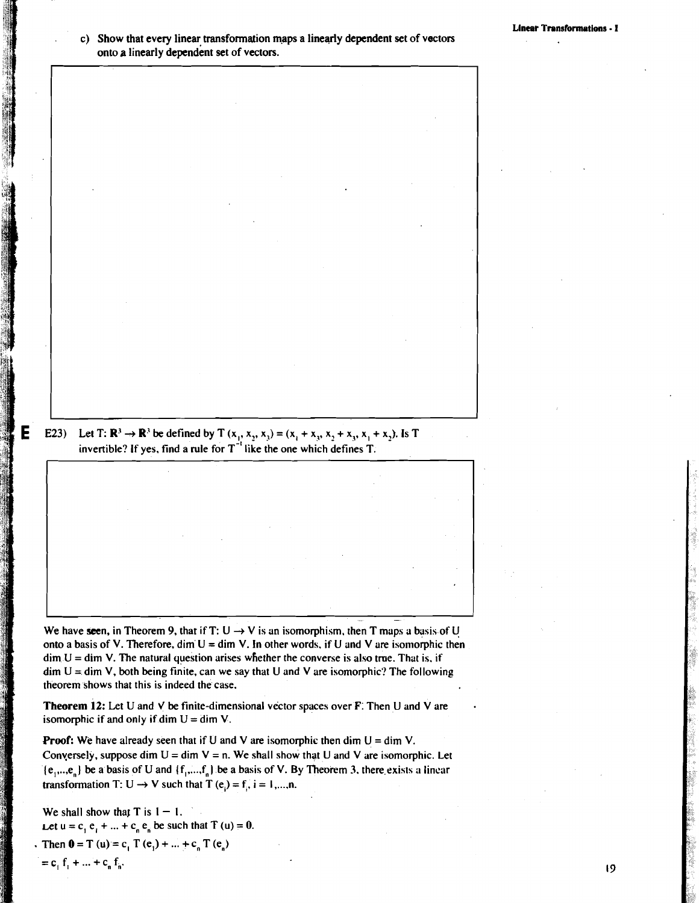c) Show that every linear transformation maps a linearly dependent set of vectors onto a linearly dependent set of vectors.

E E23) Let $T: \mathbf{R}^3 \to \mathbf{R}^3$ be defined by $T(x_1, x_2, x_3) = (x_1 + x_3, x_2 + x_3, x_1 + x_2)$. Is T invertible? If yes, find a rule for $T^{-1}$ like the one which defines T.

We have seen, in Theorem 9, that if $T: U \to V$ is an isomorphism, then T maps a basis of U onto a basis of V. Therefore, dim U = dim V. In other words, if U and V are isomorphic then dim U = dim V. The natural question arises whether the converse is also true. That is, if dim U = dim V, both being finite, can we say that U and V are isomorphic? The following theorem shows that this is indeed the case.

**Theorem 12:** Let U and V be finite-dimensional vector spaces over F. Then U and V are isomorphic if and only if dim U = dim V.

**Proof:** We have already seen that if U and V are isomorphic then dim U = dim V. Conversely, suppose dim U = dim V = n. We shall show that U and V are isomorphic. Let $\{e_1,...,e_n\}$ be a basis of U and $\{f_1,...,f_n\}$ be a basis of V. By Theorem 3, there exists a linear transformation $T: U \to V$ such that $T(e_i) = f_i$, $i = 1,...,n$.

We shall show that T is 1 – 1.

Let $u = c_1 e_1 + ... + c_n e_n$ be such that $T(u) = \mathbf{0}$.

Then $\mathbf{0} = T(u) = c_1 T(e_1) + ... + c_n T(e_n)$

$= c_1 f_1 + ... + c_n f_n$.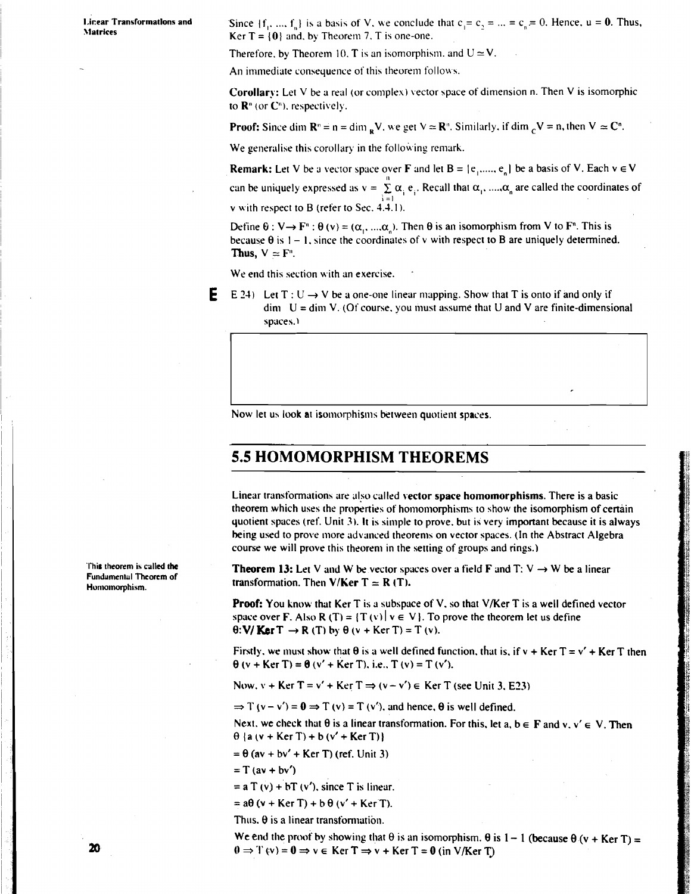Since $\{f_1, \ldots, f_n\}$ is a basis of V, we conclude that $c_1 = c_2 = \ldots = c_n = 0$. Hence, $u = \mathbf{0}$. Thus, Ker T = $\{\mathbf{0}\}$ and, by Theorem 7, T is one-one.

Therefore, by Theorem 10, T is an isomorphism, and $U \simeq V$.

An immediate consequence of this theorem follows.

**Corollary:** Let V be a real (or complex) vector space of dimension n. Then V is isomorphic to $\mathbf{R}^n$ (or $\mathbf{C}^n$), respectively.

**Proof:** Since $\dim \mathbf{R}^n = n = \dim_{\mathbf{R}} V$, we get $V \simeq \mathbf{R}^n$. Similarly, if $\dim_{\mathbf{C}} V = n$, then $V \simeq \mathbf{C}^n$.

We generalise this corollary in the following remark.

**Remark:** Let V be a vector space over **F** and let $B = \{e_1, \ldots, e_n\}$ be a basis of V. Each $v \in V$ can be uniquely expressed as $v = \sum_{i=1}^{n} \alpha_i e_i$. Recall that $\alpha_1, \ldots, \alpha_n$ are called the coordinates of v with respect to B (refer to Sec. 4.4.1).

Define $\theta : V \rightarrow F^n : \theta(v) = (\alpha_1, \ldots, \alpha_n)$. Then $\theta$ is an isomorphism from V to $F^n$. This is because $\theta$ is 1 – 1, since the coordinates of v with respect to B are uniquely determined. **Thus,** $V \simeq F^n$.

We end this section with an exercise.

E 24) Let $T : U \rightarrow V$ be a one-one linear mapping. Show that T is onto if and only if $\dim U = \dim V$. (Of course, you must assume that U and V are finite-dimensional spaces.)

Now let us look at isomorphisms between quotient spaces.

## 5.5 HOMOMORPHISM THEOREMS

Linear transformations are also called **vector space homomorphisms**. There is a basic theorem which uses the properties of homomorphisms to show the isomorphism of certain quotient spaces (ref. Unit 3). It is simple to prove, but is very important because it is always being used to prove more advanced theorems on vector spaces. (In the Abstract Algebra course we will prove this theorem in the setting of groups and rings.)

*This theorem is called the Fundamental Theorem of Homomorphism.*

**Theorem 13:** Let V and W be vector spaces over a field **F** and $T: V \rightarrow W$ be a linear transformation. Then **V/Ker T $\simeq$ R (T).**

**Proof:** You know that Ker T is a subspace of V, so that V/Ker T is a well defined vector space over F. Also $R(T) = \{T(v) \mid v \in V\}$. To prove the theorem let us define $\theta$**: V/ Ker T** $\rightarrow R(T)$ by $\theta(v + \text{Ker } T) = T(v)$.

Firstly, we must show that $\theta$ is a well defined function, that is, if $v + \text{Ker } T = v' + \text{Ker } T$ then $\theta(v + \text{Ker } T) = \theta(v' + \text{Ker } T)$, i.e., $T(v) = T(v')$.

Now, $v + \text{Ker } T = v' + \text{Ker } T \Rightarrow (v - v') \in \text{Ker } T$ (see Unit 3, E23)

$\Rightarrow T(v - v') = \mathbf{0} \Rightarrow T(v) = T(v')$, and hence, $\theta$ is well defined.

Next, we check that $\theta$ is a linear transformation. For this, let $a, b \in F$ and $v, v' \in V$. Then
$\theta\{a(v + \text{Ker } T) + b(v' + \text{Ker } T)\}$

$= \theta(av + bv' + \text{Ker } T)$ (ref. Unit 3)

$= T(av + bv')$

$= aT(v) + bT(v')$, since T is linear.

$= a\theta(v + \text{Ker } T) + b\,\theta(v' + \text{Ker } T)$.

Thus, $\theta$ is a linear transformation.

We end the proof by showing that $\theta$ is an isomorphism. $\theta$ is 1 – 1 (because $\theta(v + \text{Ker } T) = \mathbf{0} \Rightarrow T(v) = \mathbf{0} \Rightarrow v \in \text{Ker } T \Rightarrow v + \text{Ker } T = \mathbf{0}$ (in V/Ker T)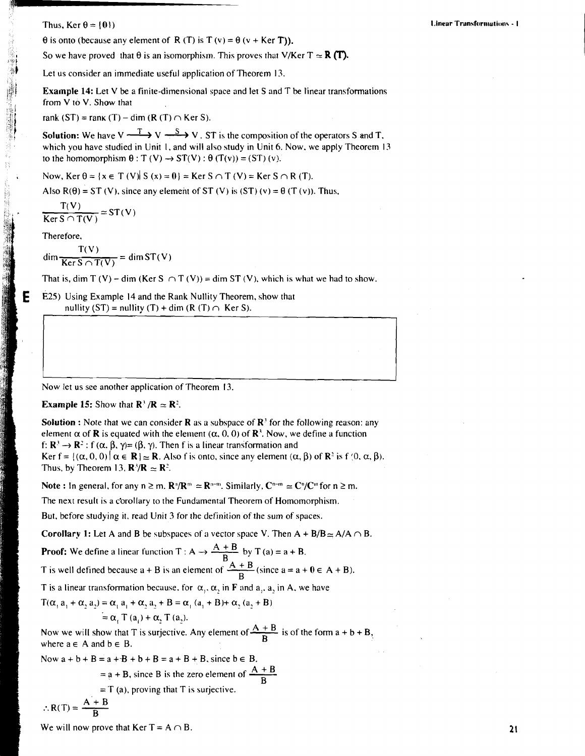Thus, Ker $\theta = \{0\}$

$\theta$ is onto (because any element of $R(T)$ is $T(v) = \theta(v + \text{Ker } T)$).

So we have proved that $\theta$ is an isomorphism. This proves that $V/\text{Ker } T \simeq \mathbf{R}(T)$.

Let us consider an immediate useful application of Theorem 13.

**Example 14:** Let V be a finite-dimensional space and let S and T be linear transformations from V to V. Show that

rank (ST) = rank (T) – dim ($R(T) \cap$ Ker S).

**Solution:** We have $V \xrightarrow{T} V \xrightarrow{S} V$. ST is the composition of the operators S and T, which you have studied in Unit 1, and will also study in Unit 6. Now, we apply Theorem 13 to the homomorphism $\theta : T(V) \to ST(V) : \theta(T(v)) = (ST)(v)$.

Now, Ker $\theta = \{x \in T(V) | S(x) = 0\} = \text{Ker } S \cap T(V) = \text{Ker } S \cap R(T)$.

Also $R(\theta) = ST(V)$, since any element of $ST(V)$ is $(ST)(v) = \theta(T(v))$. Thus,

$$\frac{T(V)}{\text{Ker } S \cap T(V)} \simeq ST(V)$$

Therefore,

$$\dim \frac{T(V)}{\text{Ker } S \cap T(V)} = \dim ST(V)$$

That is, $\dim T(V) - \dim (\text{Ker } S \cap T(V)) = \dim ST(V)$, which is what we had to show.

**E** E25) Using Example 14 and the Rank Nullity Theorem, show that
nullity (ST) = nullity (T) + dim ($R(T) \cap$ Ker S).

Now let us see another application of Theorem 13.

**Example 15:** Show that $\mathbf{R}^3/\mathbf{R} \simeq \mathbf{R}^2$.

**Solution :** Note that we can consider **R** as a subspace of $\mathbf{R}^3$ for the following reason: any element $\alpha$ of **R** is equated with the element $(\alpha, 0, 0)$ of $\mathbf{R}^3$. Now, we define a function $f: \mathbf{R}^3 \to \mathbf{R}^2 : f(\alpha, \beta, \gamma) = (\beta, \gamma)$. Then f is a linear transformation and Ker f = $\{(\alpha, 0, 0) | \alpha \in \mathbf{R}\} \simeq \mathbf{R}$. Also f is onto, since any element $(\alpha, \beta)$ of $\mathbf{R}^2$ is $f(0, \alpha, \beta)$. Thus, by Theorem 13, $\mathbf{R}^3/\mathbf{R} \simeq \mathbf{R}^2$.

**Note :** In general, for any $n \geq m$, $\mathbf{R}^n/\mathbf{R}^m \simeq \mathbf{R}^{n-m}$. Similarly, $\mathbf{C}^{n-m} \simeq \mathbf{C}^n/\mathbf{C}^m$ for $n \geq m$.

The next result is a corollary to the Fundamental Theorem of Homomorphism.

But, before studying it, read Unit 3 for the definition of the sum of spaces.

**Corollary 1:** Let A and B be subspaces of a vector space V. Then $A + B/B \simeq A/A \cap B$.

**Proof:** We define a linear function $T : A \to \frac{A + B}{B}$ by $T(a) = a + B$.

T is well defined because $a + B$ is an element of $\frac{A + B}{B}$ (since $a = a + 0 \in A + B$).

T is a linear transformation because, for $\alpha_1, \alpha_2$ in F and $a_1, a_2$ in A, we have

$$T(\alpha_1 a_1 + \alpha_2 a_2) = \alpha_1 a_1 + \alpha_2 a_2 + B = \alpha_1 (a_1 + B) + \alpha_2 (a_2 + B)$$
$$= \alpha_1 T(a_1) + \alpha_2 T(a_2).$$

Now we will show that T is surjective. Any element of $\frac{A + B}{B}$ is of the form $a + b + B$, where $a \in A$ and $b \in B$.

Now $a + b + B = a + B + b + B = a + B + B$, since $b \in B$.

$= a + B$, since B is the zero element of $\frac{A + B}{B}$

$= T(a)$, proving that T is surjective.

$\therefore R(T) = \frac{A + B}{B}$

We will now prove that Ker T = $A \cap B$.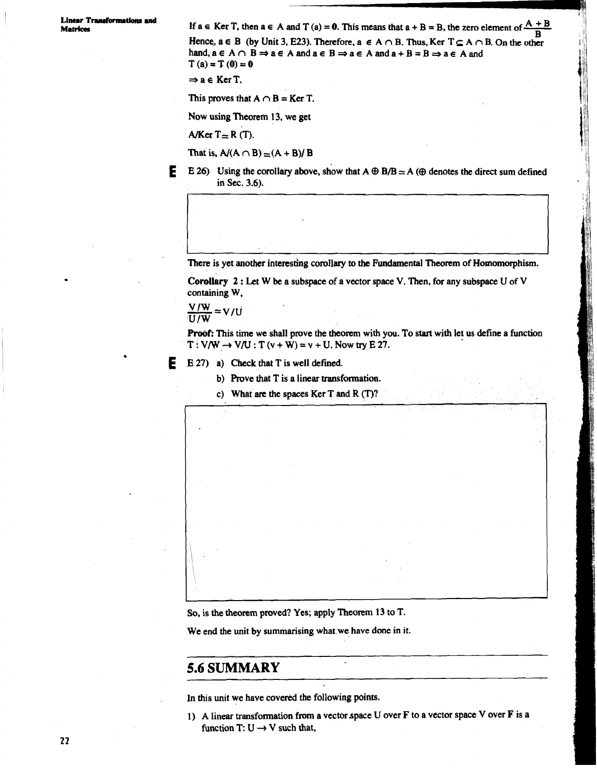If $a \in \text{Ker } T$, then $a \in A$ and $T(a) = \mathbf{0}$. This means that $a + B = B$, the zero element of $\frac{A+B}{B}$. Hence, $a \in B$ (by Unit 3, E23). Therefore, $a \in A \cap B$. Thus, $\text{Ker } T \subseteq A \cap B$. On the other hand, $a \in A \cap B \Rightarrow a \in A$ and $a \in B \Rightarrow a \in A$ and $a + B = B \Rightarrow a \in A$ and $T(a) = T(\mathbf{0}) = \mathbf{0}$

$\Rightarrow a \in \text{Ker } T$.

This proves that $A \cap B = \text{Ker } T$.

Now using Theorem 13, we get

$A/\text{Ker } T \simeq R(T)$.

That is, $A/(A \cap B) \simeq (A + B)/B$

**E** E 26) Using the corollary above, show that $A \oplus B/B \simeq A$ ($\oplus$ denotes the direct sum defined in Sec. 3.6).

There is yet another interesting corollary to the Fundamental Theorem of Homomorphism.

**Corollary 2 :** Let W be a subspace of a vector space V. Then, for any subspace U of V containing W,

$$\frac{V/W}{U/W} \simeq V/U$$

**Proof:** This time we shall prove the theorem with you. To start with let us define a function $T : V/W \rightarrow V/U : T(v + W) = v + U$. Now try E 27.

**E** E 27) a) Check that T is well defined.

b) Prove that T is a linear transformation.

c) What are the spaces Ker T and R (T)?

So, is the theorem proved? Yes; apply Theorem 13 to T.

We end the unit by summarising what we have done in it.

## 5.6 SUMMARY

In this unit we have covered the following points.

1) A linear transformation from a vector space U over F to a vector space V over F is a function $T: U \rightarrow V$ such that,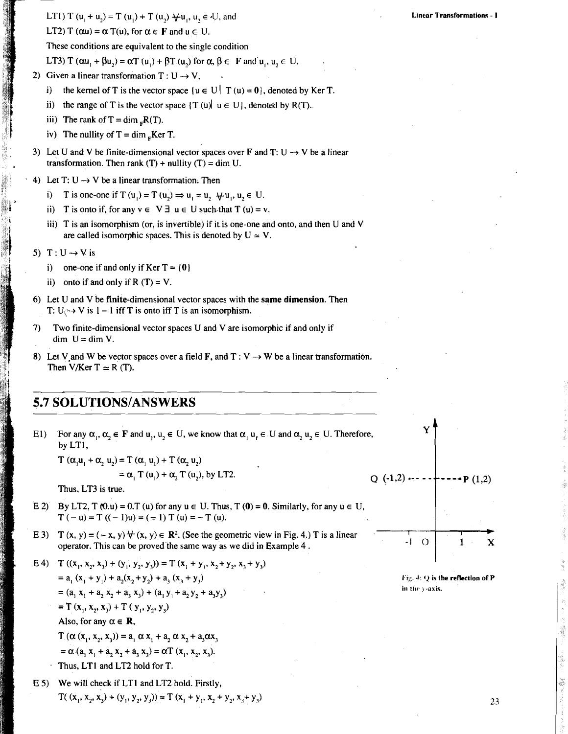LT1) $T(u_1 + u_2) = T(u_1) + T(u_2) \; \forall u_1, u_2 \in U$, and

LT2) $T(\alpha u) = \alpha T(u)$, for $\alpha \in F$ and $u \in U$.

These conditions are equivalent to the single condition

LT3) $T(\alpha u_1 + \beta u_2) = \alpha T(u_1) + \beta T(u_2)$ for $\alpha, \beta \in F$ and $u_1, u_2 \in U$.

2) Given a linear transformation $T : U \to V$,
   i) the kernel of T is the vector space $\{u \in U \mid T(u) = \mathbf{0}\}$, denoted by Ker T.
   ii) the range of T is the vector space $\{T(u) \mid u \in U\}$, denoted by R(T).
   iii) The rank of T = $\dim_F R(T)$.
   iv) The nullity of T = $\dim_F \text{Ker } T$.

3) Let U and V be finite-dimensional vector spaces over **F** and $T: U \to V$ be a linear transformation. Then rank (T) + nullity (T) = dim U.

4) Let $T: U \to V$ be a linear transformation. Then
   i) T is one-one if $T(u_1) = T(u_2) \Rightarrow u_1 = u_2 \; \forall u_1, u_2 \in U$.
   ii) T is onto if, for any $v \in V \; \exists \; u \in U$ such that $T(u) = v$.
   iii) T is an isomorphism (or, is invertible) if it is one-one and onto, and then U and V are called isomorphic spaces. This is denoted by $U \simeq V$.

5) $T : U \to V$ is
   i) one-one if and only if Ker T = $\{\mathbf{0}\}$
   ii) onto if and only if R (T) = V.

6) Let U and V be **finite**-dimensional vector spaces with the **same dimension**. Then $T: U \to V$ is 1 – 1 iff T is onto iff T is an isomorphism.

7) Two finite-dimensional vector spaces U and V are isomorphic if and only if dim U = dim V.

8) Let V and W be vector spaces over a field **F**, and $T : V \to W$ be a linear transformation. Then $V/\text{Ker } T \simeq R(T)$.

## 5.7 SOLUTIONS/ANSWERS

E1) For any $\alpha_1, \alpha_2 \in F$ and $u_1, u_2 \in U$, we know that $\alpha_1 u_1 \in U$ and $\alpha_2 u_2 \in U$. Therefore, by LT1,

$$T(\alpha_1 u_1 + \alpha_2 u_2) = T(\alpha_1 u_1) + T(\alpha_2 u_2)$$
$$= \alpha_1 T(u_1) + \alpha_2 T(u_2), \text{ by LT2.}$$

Thus, LT3 is true.

E 2) By LT2, $T(0.u) = 0.T(u)$ for any $u \in U$. Thus, $T(\mathbf{0}) = \mathbf{0}$. Similarly, for any $u \in U$, $T(-u) = T((-1)u) = (-1)T(u) = -T(u)$.

E 3) $T(x, y) = (-x, y) \; \forall \; (x, y) \in \mathbf{R}^2$. (See the geometric view in Fig. 4.) T is a linear operator. This can be proved the same way as we did in Example 4.

Fig. 4: Q is the reflection of P in the y-axis.

E 4) $T((x_1, x_2, x_3) + (y_1, y_2, y_3)) = T(x_1 + y_1, x_2 + y_2, x_3 + y_3)$

$= a_1(x_1 + y_1) + a_2(x_2 + y_2) + a_3(x_3 + y_3)$

$= (a_1 x_1 + a_2 x_2 + a_3 x_3) + (a_1 y_1 + a_2 y_2 + a_3 y_3)$

$= T(x_1, x_2, x_3) + T(y_1, y_2, y_3)$

Also, for any $\alpha \in \mathbf{R}$,

$T(\alpha(x_1, x_2, x_3)) = a_1 \alpha x_1 + a_2 \alpha x_2 + a_3 \alpha x_3$

$= \alpha(a_1 x_1 + a_2 x_2 + a_3 x_3) = \alpha T(x_1, x_2, x_3)$.

Thus, LT1 and LT2 hold for T.

E 5) We will check if LT1 and LT2 hold. Firstly,

$T((x_1, x_2, x_3) + (y_1, y_2, y_3)) = T(x_1 + y_1, x_2 + y_2, x_3 + y_3)$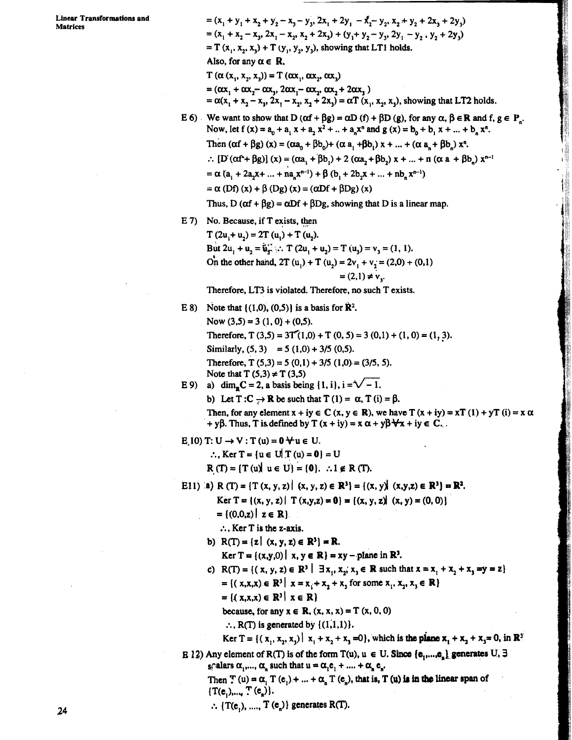$= (x_1 + y_1 + x_2 + y_2 - x_3 - y_3, 2x_1 + 2y_1 - x_2 - y_2, x_2 + y_2 + 2x_3 + 2y_3)$

$= (x_1 + x_2 - x_3, 2x_1 - x_2, x_2 + 2x_3) + (y_1 + y_2 - y_3, 2y_1 - y_2, y_2 + 2y_3)$

$= T(x_1, x_2, x_3) + T(y_1, y_2, y_3)$, showing that LT1 holds.

Also, for any $\alpha \in \mathbf{R}$,

$T(\alpha(x_1, x_2, x_3)) = T(\alpha x_1, \alpha x_2, \alpha x_3)$

$= (\alpha x_1 + \alpha x_2 - \alpha x_3, 2\alpha x_1 - \alpha x_2, \alpha x_2 + 2\alpha x_3)$

$= \alpha(x_1 + x_2 - x_3, 2x_1 - x_2, x_2 + 2x_3) = \alpha T(x_1, x_2, x_3)$, showing that LT2 holds.

E 6) We want to show that $D(\alpha f + \beta g) = \alpha D(f) + \beta D(g)$, for any $\alpha, \beta \in \mathbf{R}$ and $f, g \in P_n$.

Now, let $f(x) = a_0 + a_1 x + a_2 x^2 + .. + a_n x^n$ and $g(x) = b_0 + b_1 x + ... + b_n x^n$.

Then $(\alpha f + \beta g)(x) = (\alpha a_0 + \beta b_0) + (\alpha a_1 + \beta b_1) x + ... + (\alpha a_n + \beta b_n) x^n$.

$\therefore [D(\alpha f + \beta g)](x) = (\alpha a_1 + \beta b_1) + 2(\alpha a_2 + \beta b_2) x + ... + n(\alpha a_n + \beta b_n) x^{n-1}$

$= \alpha(a_1 + 2a_2 x + ... + n a_n x^{n-1}) + \beta(b_1 + 2b_2 x + ... + n b_n x^{n-1})$

$= \alpha(Df)(x) + \beta(Dg)(x) = (\alpha Df + \beta Dg)(x)$

Thus, $D(\alpha f + \beta g) = \alpha Df + \beta Dg$, showing that D is a linear map.

E 7) No. Because, if T exists, then

$T(2u_1 + u_2) = 2T(u_1) + T(u_2)$.

But $2u_1 + u_2 = u_3$. $\therefore T(2u_1 + u_2) = T(u_3) = v_3 = (1, 1)$.

On the other hand, $2T(u_1) + T(u_2) = 2v_1 + v_2 = (2,0) + (0,1)$

$= (2,1) \neq v_3$.

Therefore, LT3 is violated. Therefore, no such T exists.

E 8) Note that $\{(1,0), (0,5)\}$ is a basis for $\mathbf{R}^2$.

Now $(3,5) = 3(1,0) + (0,5)$.

Therefore, $T(3,5) = 3T(1,0) + T(0,5) = 3(0,1) + (1,0) = (1,3)$.

Similarly, $(5,3) = 5(1,0) + 3/5(0,5)$.

Therefore, $T(5,3) = 5(0,1) + 3/5(1,0) = (3/5, 5)$.

Note that $T(5,3) \neq T(3,5)$

E 9) a) $\dim_{\mathbf{R}} \mathbf{C} = 2$, a basis being $\{1, i\}$, $i = \sqrt{-1}$.

b) Let $T: \mathbf{C} \to \mathbf{R}$ be such that $T(1) = \alpha$, $T(i) = \beta$.

Then, for any element $x + iy \in \mathbf{C}$ $(x, y \in \mathbf{R})$, we have $T(x + iy) = xT(1) + yT(i) = x\alpha + y\beta$. Thus, T is defined by $T(x + iy) = x\alpha + y\beta \ \forall x + iy \in \mathbf{C}$.

E 10) $T: U \to V : T(u) = \mathbf{0} \ \forall u \in U$.

$\therefore$, $\text{Ker } T = \{u \in U \mid T(u) = \mathbf{0}\} = U$

$R(T) = \{T(u) \mid u \in U\} = \{\mathbf{0}\}$. $\therefore 1 \notin R(T)$.

E11) a) $R(T) = \{T(x, y, z) \mid (x, y, z) \in \mathbf{R}^3\} = \{(x, y) \mid (x,y,z) \in \mathbf{R}^3\} = \mathbf{R}^2$.

$\text{Ker } T = \{(x, y, z) \mid T(x,y,z) = \mathbf{0}\} = \{(x, y, z) \mid (x, y) = (0, 0)\}$

$= \{(0,0,z) \mid z \in \mathbf{R}\}$

$\therefore$, Ker T is the z-axis.

b) $R(T) = \{z \mid (x, y, z) \in \mathbf{R}^3\} = \mathbf{R}$.

$\text{Ker } T = \{(x,y,0) \mid x, y \in \mathbf{R}\} =$ xy – plane in $\mathbf{R}^3$.

c) $R(T) = \{(x, y, z) \in \mathbf{R}^3 \mid \exists x_1, x_2, x_3 \in \mathbf{R}$ such that $x = x_1 + x_2 + x_3 = y = z\}$

$= \{(x,x,x) \in \mathbf{R}^3 \mid x = x_1 + x_2 + x_3$ for some $x_1, x_2, x_3 \in \mathbf{R}\}$

$= \{(x,x,x) \in \mathbf{R}^3 \mid x \in \mathbf{R}\}$

because, for any $x \in \mathbf{R}$, $(x, x, x) = T(x, 0, 0)$

$\therefore$, $R(T)$ is generated by $\{(1,1,1)\}$.

$\text{Ker } T = \{(x_1, x_2, x_3) \mid x_1 + x_2 + x_3 = 0\}$, which is the plane $x_1 + x_2 + x_3 = 0$, in $\mathbf{R}^3$

E 12) Any element of $R(T)$ is of the form $T(u)$, $u \in U$. Since $\{e_1, ..., e_n\}$ generates U, $\exists$ scalars $\alpha_1, ..., \alpha_n$ such that $u = \alpha_1 e_1 + .... + \alpha_n e_n$.

Then $T(u) = \alpha_1 T(e_1) + ... + \alpha_n T(e_n)$, that is, $T(u)$ is in the linear span of $\{T(e_1), ..., T(e_n)\}$.

$\therefore \{T(e_1), ...., T(e_n)\}$ generates $R(T)$.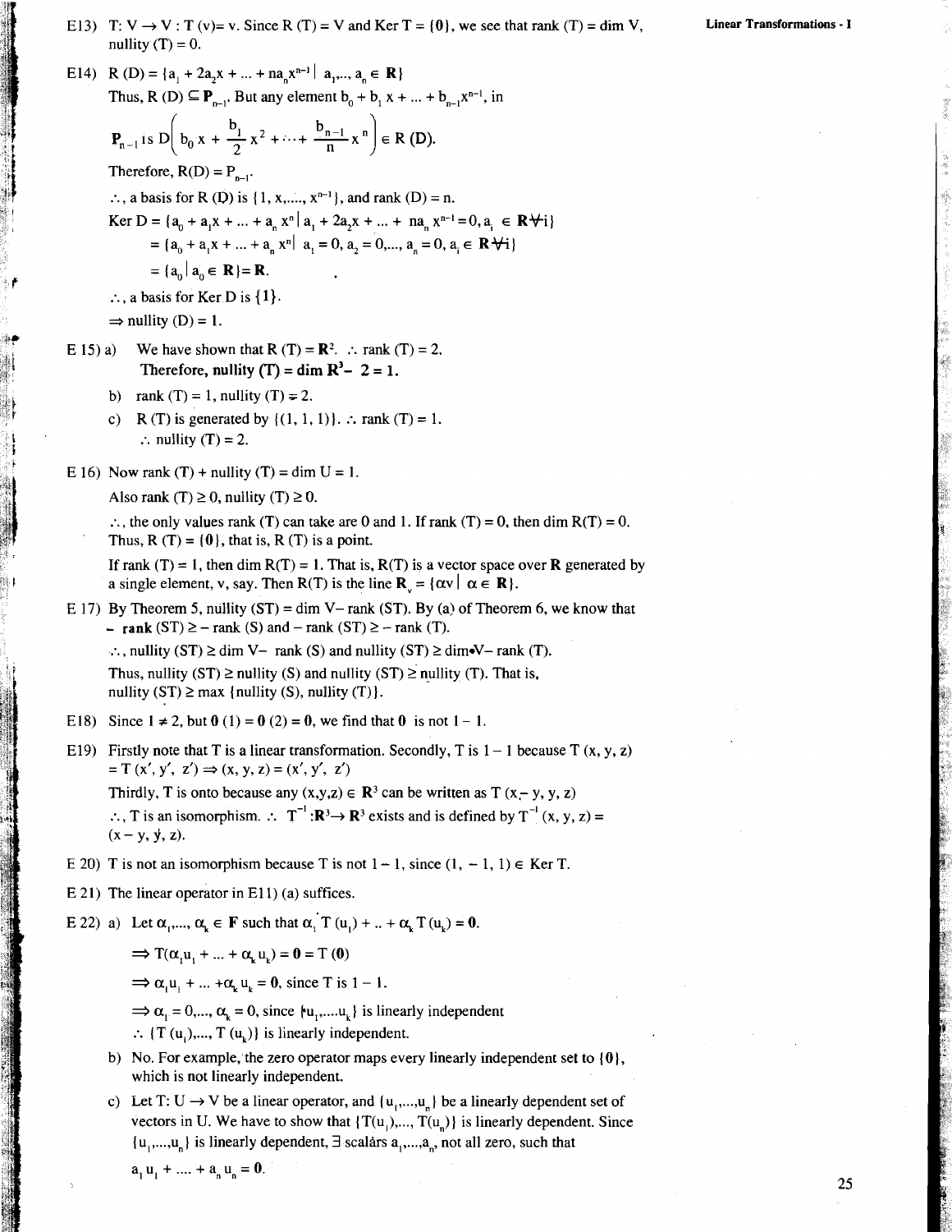E13) $T: V \to V : T(v) = v$. Since $R(T) = V$ and $\text{Ker } T = \{0\}$, we see that rank $(T) = \dim V$, nullity $(T) = 0$.

E14) $R(D) = \{a_1 + 2a_2x + \ldots + na_nx^{n-1} \mid a_1, \ldots, a_n \in \mathbf{R}\}$

Thus, $R(D) \subseteq \mathbf{P}_{n-1}$. But any element $b_0 + b_1 x + \ldots + b_{n-1}x^{n-1}$, in

$$\mathbf{P}_{n-1} \text{ is } D\left(b_0 x + \frac{b_1}{2}x^2 + \cdots + \frac{b_{n-1}}{n}x^n\right) \in R(D).$$

Therefore, $R(D) = P_{n-1}$.

$\therefore$, a basis for $R(D)$ is $\{1, x, \ldots, x^{n-1}\}$, and rank $(D) = n$.

$$\begin{aligned}
\text{Ker } D &= \{a_0 + a_1x + \ldots + a_n x^n \mid a_1 + 2a_2x + \ldots + na_n x^{n-1} = 0, a_i \in \mathbf{R} \forall i\} \\
&= \{a_0 + a_1x + \ldots + a_n x^n \mid a_1 = 0, a_2 = 0, \ldots, a_n = 0, a_i \in \mathbf{R} \forall i\} \\
&= \{a_0 \mid a_0 \in \mathbf{R}\} = \mathbf{R}.
\end{aligned}$$

$\therefore$, a basis for Ker D is $\{1\}$.

$\Rightarrow$ nullity $(D) = 1$.

E 15) a) We have shown that $R(T) = \mathbf{R}^2$. $\therefore$ rank $(T) = 2$.
Therefore, **nullity $(T) = \dim \mathbf{R}^3 - 2 = 1$.**

b) rank $(T) = 1$, nullity $(T) = 2$.

c) $R(T)$ is generated by $\{(1, 1, 1)\}$. $\therefore$ rank $(T) = 1$.
$\therefore$ nullity $(T) = 2$.

E 16) Now rank $(T)$ + nullity $(T) = \dim U = 1$.

Also rank $(T) \geq 0$, nullity $(T) \geq 0$.

$\therefore$, the only values rank (T) can take are 0 and 1. If rank $(T) = 0$, then $\dim R(T) = 0$.
Thus, $R(T) = \{0\}$, that is, $R(T)$ is a point.

If rank $(T) = 1$, then $\dim R(T) = 1$. That is, $R(T)$ is a vector space over $\mathbf{R}$ generated by a single element, v, say. Then $R(T)$ is the line $\mathbf{R}_v = \{\alpha v \mid \alpha \in \mathbf{R}\}$.

E 17) By Theorem 5, nullity $(ST) = \dim V -$ rank $(ST)$. By (a) of Theorem 6, we know that $-$ **rank** $(ST) \geq -$ rank $(S)$ and $-$ rank $(ST) \geq -$ rank $(T)$.

$\therefore$, nullity $(ST) \geq \dim V -$ rank $(S)$ and nullity $(ST) \geq \dim V -$ rank $(T)$.

Thus, nullity $(ST) \geq$ nullity $(S)$ and nullity $(ST) \geq$ nullity $(T)$. That is,
nullity $(ST) \geq \max\{\text{nullity}(S), \text{nullity}(T)\}$.

E18) Since $1 \neq 2$, but $\mathbf{0}(1) = \mathbf{0}(2) = \mathbf{0}$, we find that $\mathbf{0}$ is not $1-1$.

E19) Firstly note that T is a linear transformation. Secondly, T is $1-1$ because $T(x, y, z) = T(x', y', z') \Rightarrow (x, y, z) = (x', y', z')$

Thirdly, T is onto because any $(x, y, z) \in \mathbf{R}^3$ can be written as $T(x - y, y, z)$

$\therefore$, T is an isomorphism. $\therefore$ $T^{-1}: \mathbf{R}^3 \to \mathbf{R}^3$ exists and is defined by $T^{-1}(x, y, z) = (x - y, y, z)$.

E 20) T is not an isomorphism because T is not $1-1$, since $(1, -1, 1) \in \text{Ker } T$.

E 21) The linear operator in E11) (a) suffices.

E 22) a) Let $\alpha_1, \ldots, \alpha_k \in \mathbf{F}$ such that $\alpha_1 T(u_1) + \ldots + \alpha_k T(u_k) = \mathbf{0}$.

$\Rightarrow T(\alpha_1 u_1 + \ldots + \alpha_k u_k) = \mathbf{0} = T(\mathbf{0})$

$\Rightarrow \alpha_1 u_1 + \ldots + \alpha_k u_k = \mathbf{0}$, since T is $1-1$.

$\Rightarrow \alpha_1 = 0, \ldots, \alpha_k = 0$, since $\{u_1, \ldots, u_k\}$ is linearly independent

$\therefore$ $\{T(u_1), \ldots, T(u_k)\}$ is linearly independent.

b) No. For example, the zero operator maps every linearly independent set to $\{\mathbf{0}\}$, which is not linearly independent.

c) Let $T: U \to V$ be a linear operator, and $\{u_1, \ldots, u_n\}$ be a linearly dependent set of vectors in U. We have to show that $\{T(u_1), \ldots, T(u_n)\}$ is linearly dependent. Since $\{u_1, \ldots, u_n\}$ is linearly dependent, $\exists$ scalars $a_1, \ldots, a_n$, not all zero, such that

$a_1 u_1 + \ldots + a_n u_n = \mathbf{0}$.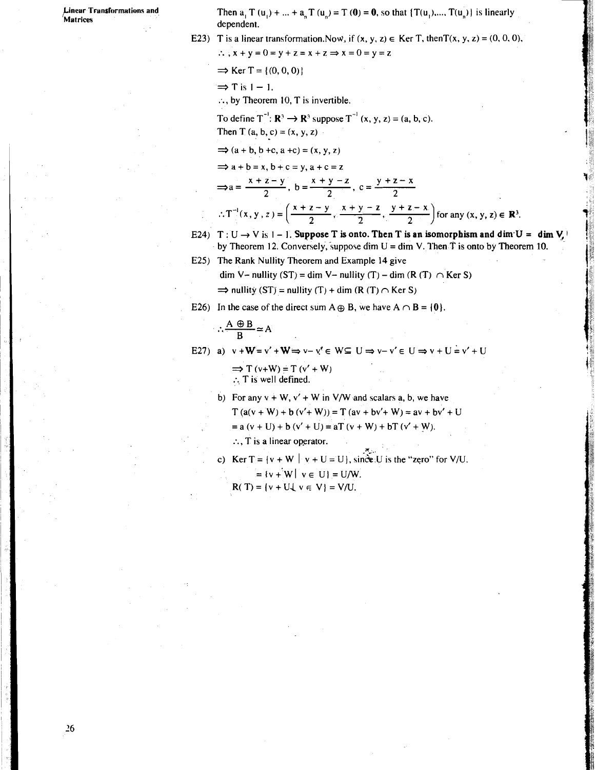Then $a_1 T(u_1) + \dots + a_n T(u_n) = T(\mathbf{0}) = \mathbf{0}$, so that $\{T(u_1), \dots, T(u_n)\}$ is linearly dependent.

E23) T is a linear transformation. Now, if $(x, y, z) \in \text{Ker } T$, then $T(x, y, z) = (0, 0, 0)$.

$\therefore, x + y = 0 = y + z = x + z \Rightarrow x = 0 = y = z$

$\Rightarrow \text{Ker } T = \{(0, 0, 0)\}$

$\Rightarrow T$ is $1-1$.

$\therefore$, by Theorem 10, T is invertible.

To define $T^{-1}: \mathbf{R}^3 \to \mathbf{R}^3$ suppose $T^{-1}(x, y, z) = (a, b, c)$.

Then $T(a, b, c) = (x, y, z)$

$\Rightarrow (a + b, b + c, a + c) = (x, y, z)$

$\Rightarrow a + b = x, b + c = y, a + c = z$

$$\Rightarrow a = \frac{x + z - y}{2},\ b = \frac{x + y - z}{2},\ c = \frac{y + z - x}{2}$$

$$\therefore T^{-1}(x, y, z) = \left(\frac{x + z - y}{2}, \frac{x + y - z}{2}, \frac{y + z - x}{2}\right) \text{ for any } (x, y, z) \in \mathbf{R}^3.$$

E24) $T: U \to V$ is $1-1$. **Suppose T is onto. Then T is an isomorphism and $\dim U = \dim V$**, by Theorem 12. Conversely, suppose $\dim U = \dim V$. Then T is onto by Theorem 10.

E25) The Rank Nullity Theorem and Example 14 give

$\dim V - \text{nullity}(ST) = \dim V - \text{nullity}(T) - \dim(R(T) \cap \text{Ker } S)$

$\Rightarrow \text{nullity}(ST) = \text{nullity}(T) + \dim(R(T) \cap \text{Ker } S)$

E26) In the case of the direct sum $A \oplus B$, we have $A \cap B = \{\mathbf{0}\}$.

$$\therefore \frac{A \oplus B}{B} \simeq A$$

E27) a) $v + W = v' + W \Rightarrow v - v' \in W \subseteq U \Rightarrow v - v' \in U \Rightarrow v + U = v' + U$

$\Rightarrow T(v + W) = T(v' + W)$

$\therefore$ T is well defined.

b) For any $v + W$, $v' + W$ in $V/W$ and scalars a, b, we have

$T(a(v + W) + b(v' + W)) = T(av + bv' + W) = av + bv' + U$

$= a(v + U) + b(v' + U) = aT(v + W) + bT(v' + W)$.

$\therefore$, T is a linear operator.

c) $\text{Ker } T = \{v + W \mid v + U = U\}$, since U is the "zero" for $V/U$.

$= \{v + W \mid v \in U\} = U/W$.

$R(T) = \{v + U \mid v \in V\} = V/U$.